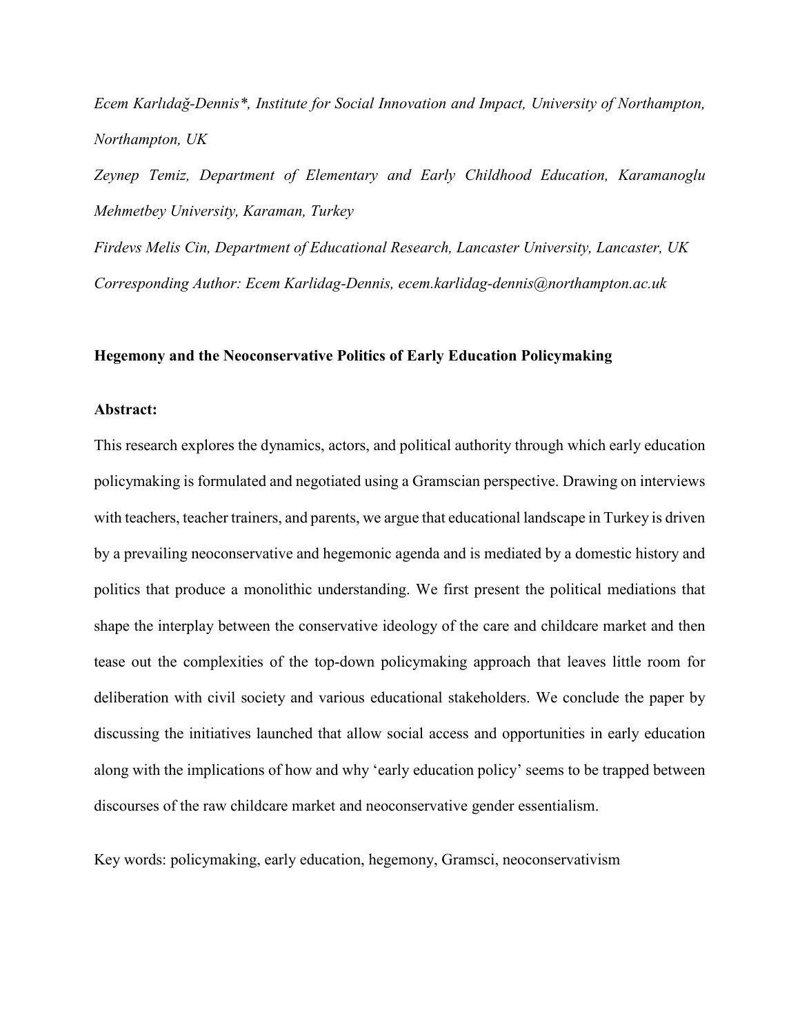*Ecem Karlıdağ-Dennis\*, Institute for Social Innovation and Impact, University of Northampton, Northampton, UK*

*Zeynep Temiz, Department of Elementary and Early Childhood Education, Karamanoglu Mehmetbey University, Karaman, Turkey*

*Firdevs Melis Cin, Department of Educational Research, Lancaster University, Lancaster, UK*

*Corresponding Author: Ecem Karlidag-Dennis, ecem.karlidag-dennis@northampton.ac.uk*

# Hegemony and the Neoconservative Politics of Early Education Policymaking

**Abstract:**

This research explores the dynamics, actors, and political authority through which early education policymaking is formulated and negotiated using a Gramscian perspective. Drawing on interviews with teachers, teacher trainers, and parents, we argue that educational landscape in Turkey is driven by a prevailing neoconservative and hegemonic agenda and is mediated by a domestic history and politics that produce a monolithic understanding. We first present the political mediations that shape the interplay between the conservative ideology of the care and childcare market and then tease out the complexities of the top-down policymaking approach that leaves little room for deliberation with civil society and various educational stakeholders. We conclude the paper by discussing the initiatives launched that allow social access and opportunities in early education along with the implications of how and why 'early education policy' seems to be trapped between discourses of the raw childcare market and neoconservative gender essentialism.

Key words: policymaking, early education, hegemony, Gramsci, neoconservativism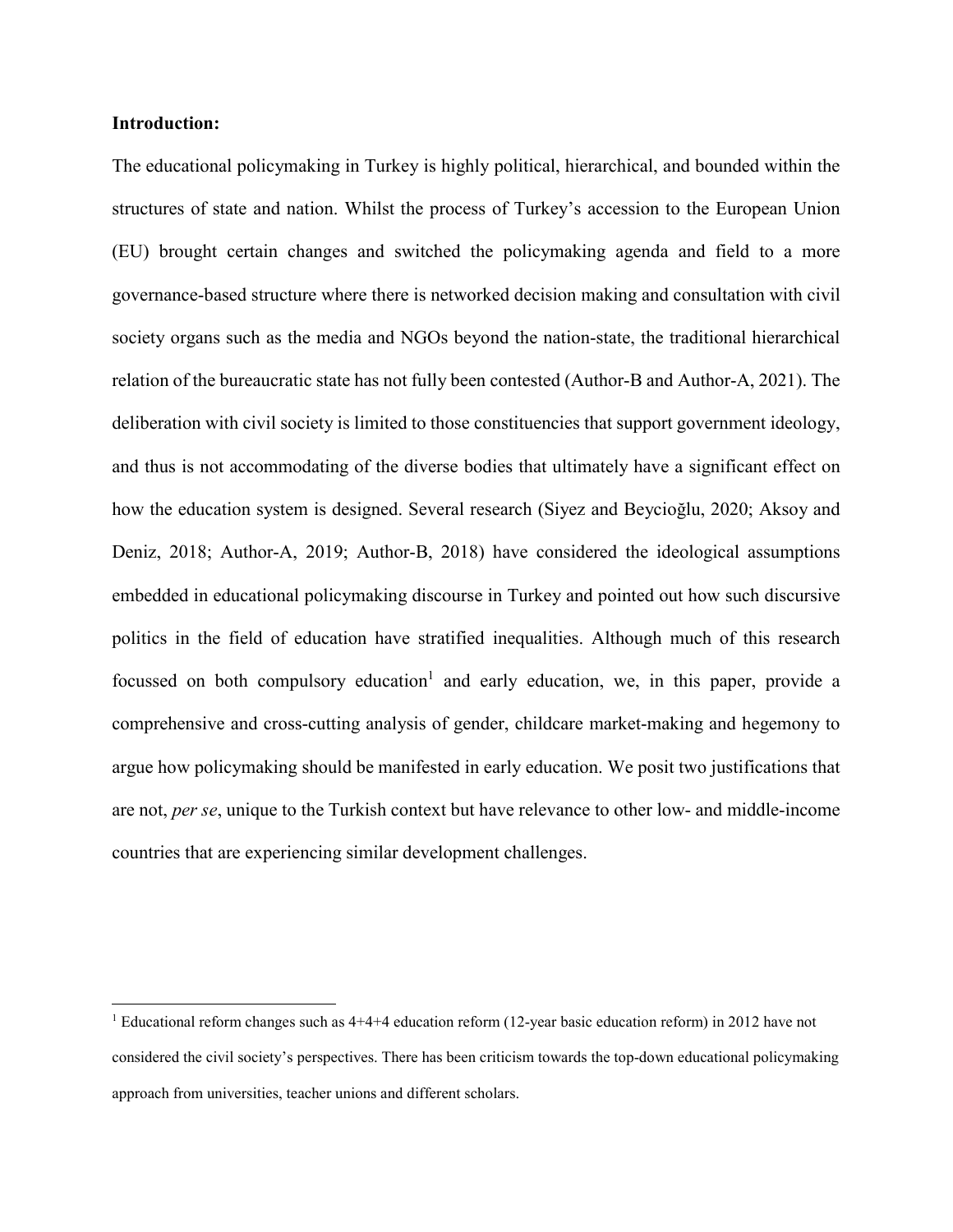**Introduction:**

The educational policymaking in Turkey is highly political, hierarchical, and bounded within the structures of state and nation. Whilst the process of Turkey's accession to the European Union (EU) brought certain changes and switched the policymaking agenda and field to a more governance-based structure where there is networked decision making and consultation with civil society organs such as the media and NGOs beyond the nation-state, the traditional hierarchical relation of the bureaucratic state has not fully been contested (Author-B and Author-A, 2021). The deliberation with civil society is limited to those constituencies that support government ideology, and thus is not accommodating of the diverse bodies that ultimately have a significant effect on how the education system is designed. Several research (Siyez and Beycioğlu, 2020; Aksoy and Deniz, 2018; Author-A, 2019; Author-B, 2018) have considered the ideological assumptions embedded in educational policymaking discourse in Turkey and pointed out how such discursive politics in the field of education have stratified inequalities. Although much of this research focussed on both compulsory education[1] and early education, we, in this paper, provide a comprehensive and cross-cutting analysis of gender, childcare market-making and hegemony to argue how policymaking should be manifested in early education. We posit two justifications that are not, *per se*, unique to the Turkish context but have relevance to other low- and middle-income countries that are experiencing similar development challenges.

[1] Educational reform changes such as 4+4+4 education reform (12-year basic education reform) in 2012 have not considered the civil society's perspectives. There has been criticism towards the top-down educational policymaking approach from universities, teacher unions and different scholars.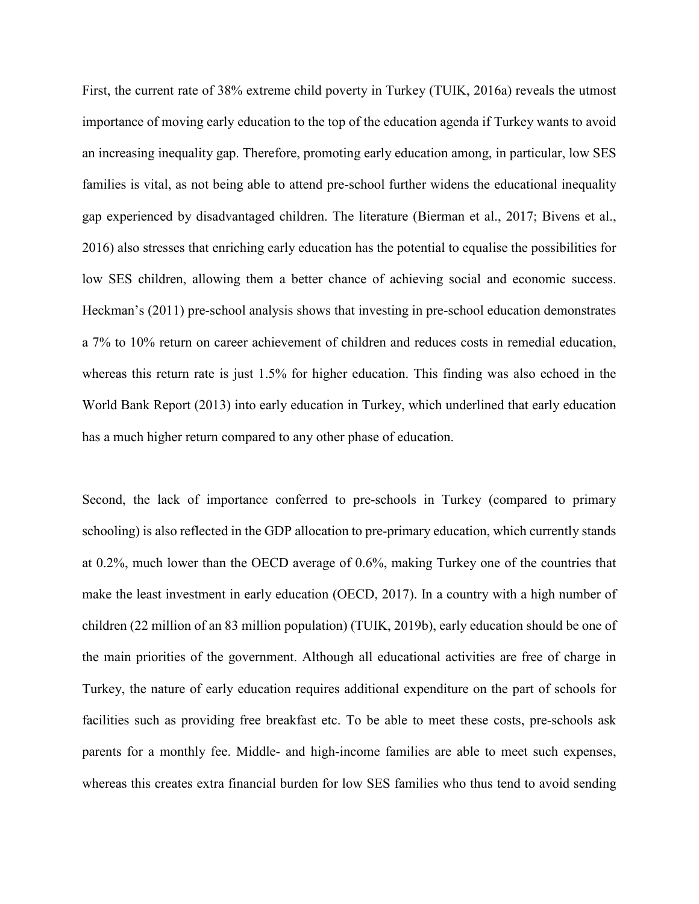First, the current rate of 38% extreme child poverty in Turkey (TUIK, 2016a) reveals the utmost importance of moving early education to the top of the education agenda if Turkey wants to avoid an increasing inequality gap. Therefore, promoting early education among, in particular, low SES families is vital, as not being able to attend pre-school further widens the educational inequality gap experienced by disadvantaged children. The literature (Bierman et al., 2017; Bivens et al., 2016) also stresses that enriching early education has the potential to equalise the possibilities for low SES children, allowing them a better chance of achieving social and economic success. Heckman's (2011) pre-school analysis shows that investing in pre-school education demonstrates a 7% to 10% return on career achievement of children and reduces costs in remedial education, whereas this return rate is just 1.5% for higher education. This finding was also echoed in the World Bank Report (2013) into early education in Turkey, which underlined that early education has a much higher return compared to any other phase of education.

Second, the lack of importance conferred to pre-schools in Turkey (compared to primary schooling) is also reflected in the GDP allocation to pre-primary education, which currently stands at 0.2%, much lower than the OECD average of 0.6%, making Turkey one of the countries that make the least investment in early education (OECD, 2017). In a country with a high number of children (22 million of an 83 million population) (TUIK, 2019b), early education should be one of the main priorities of the government. Although all educational activities are free of charge in Turkey, the nature of early education requires additional expenditure on the part of schools for facilities such as providing free breakfast etc. To be able to meet these costs, pre-schools ask parents for a monthly fee. Middle- and high-income families are able to meet such expenses, whereas this creates extra financial burden for low SES families who thus tend to avoid sending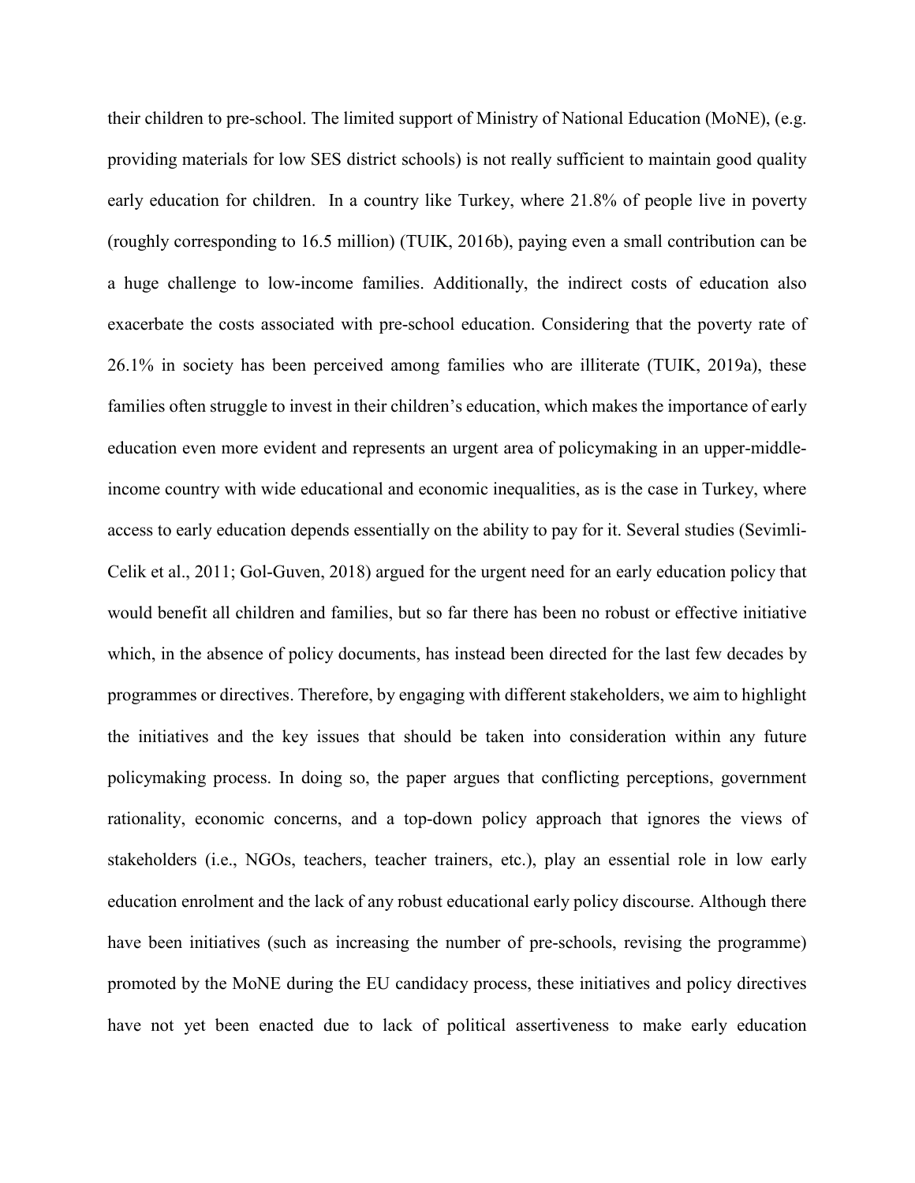their children to pre-school. The limited support of Ministry of National Education (MoNE), (e.g. providing materials for low SES district schools) is not really sufficient to maintain good quality early education for children. In a country like Turkey, where 21.8% of people live in poverty (roughly corresponding to 16.5 million) (TUIK, 2016b), paying even a small contribution can be a huge challenge to low-income families. Additionally, the indirect costs of education also exacerbate the costs associated with pre-school education. Considering that the poverty rate of 26.1% in society has been perceived among families who are illiterate (TUIK, 2019a), these families often struggle to invest in their children's education, which makes the importance of early education even more evident and represents an urgent area of policymaking in an upper-middle-income country with wide educational and economic inequalities, as is the case in Turkey, where access to early education depends essentially on the ability to pay for it. Several studies (Sevimli-Celik et al., 2011; Gol-Guven, 2018) argued for the urgent need for an early education policy that would benefit all children and families, but so far there has been no robust or effective initiative which, in the absence of policy documents, has instead been directed for the last few decades by programmes or directives. Therefore, by engaging with different stakeholders, we aim to highlight the initiatives and the key issues that should be taken into consideration within any future policymaking process. In doing so, the paper argues that conflicting perceptions, government rationality, economic concerns, and a top-down policy approach that ignores the views of stakeholders (i.e., NGOs, teachers, teacher trainers, etc.), play an essential role in low early education enrolment and the lack of any robust educational early policy discourse. Although there have been initiatives (such as increasing the number of pre-schools, revising the programme) promoted by the MoNE during the EU candidacy process, these initiatives and policy directives have not yet been enacted due to lack of political assertiveness to make early education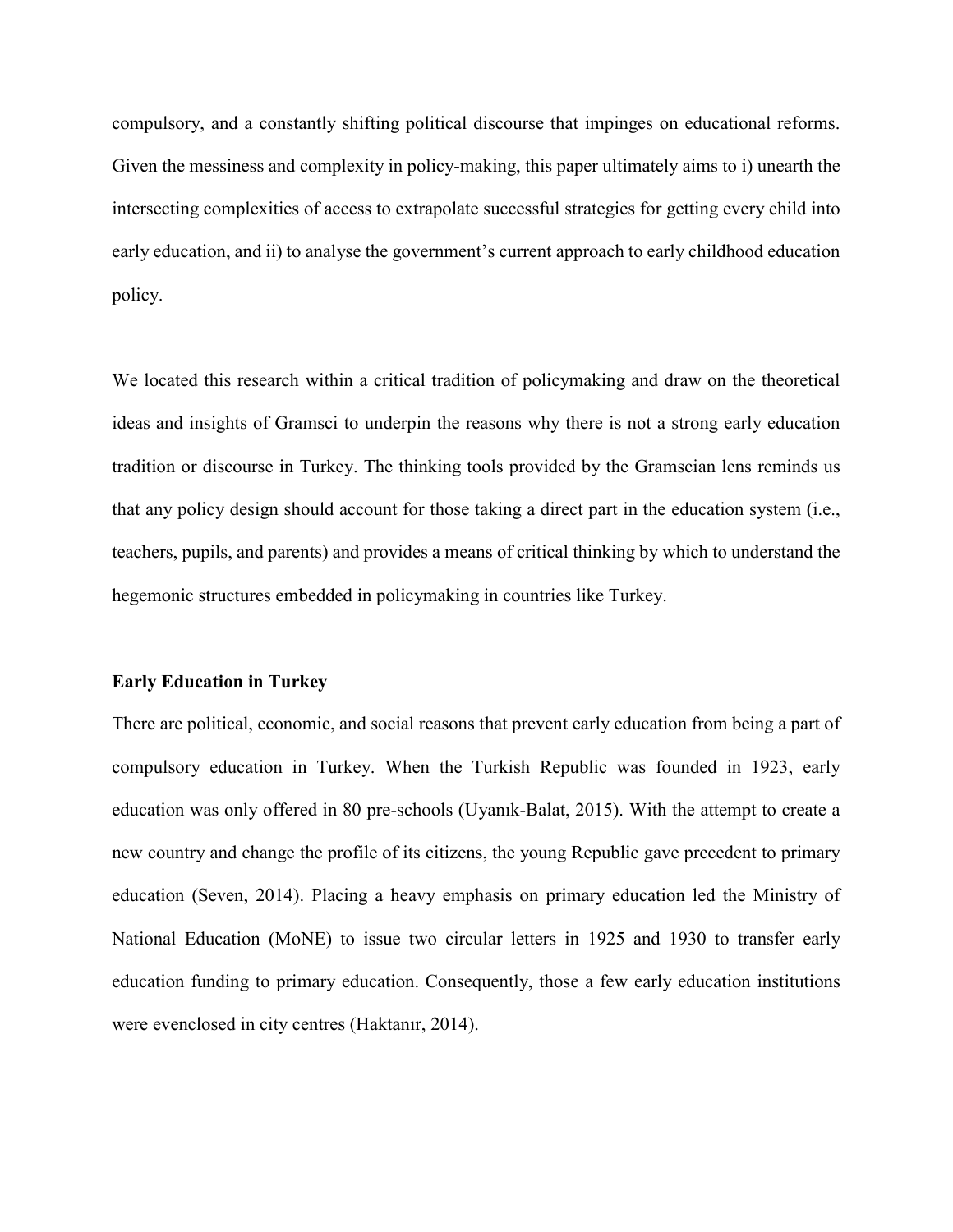compulsory, and a constantly shifting political discourse that impinges on educational reforms. Given the messiness and complexity in policy-making, this paper ultimately aims to i) unearth the intersecting complexities of access to extrapolate successful strategies for getting every child into early education, and ii) to analyse the government's current approach to early childhood education policy.

We located this research within a critical tradition of policymaking and draw on the theoretical ideas and insights of Gramsci to underpin the reasons why there is not a strong early education tradition or discourse in Turkey. The thinking tools provided by the Gramscian lens reminds us that any policy design should account for those taking a direct part in the education system (i.e., teachers, pupils, and parents) and provides a means of critical thinking by which to understand the hegemonic structures embedded in policymaking in countries like Turkey.

**Early Education in Turkey**

There are political, economic, and social reasons that prevent early education from being a part of compulsory education in Turkey. When the Turkish Republic was founded in 1923, early education was only offered in 80 pre-schools (Uyanık-Balat, 2015). With the attempt to create a new country and change the profile of its citizens, the young Republic gave precedent to primary education (Seven, 2014). Placing a heavy emphasis on primary education led the Ministry of National Education (MoNE) to issue two circular letters in 1925 and 1930 to transfer early education funding to primary education. Consequently, those a few early education institutions were evenclosed in city centres (Haktanır, 2014).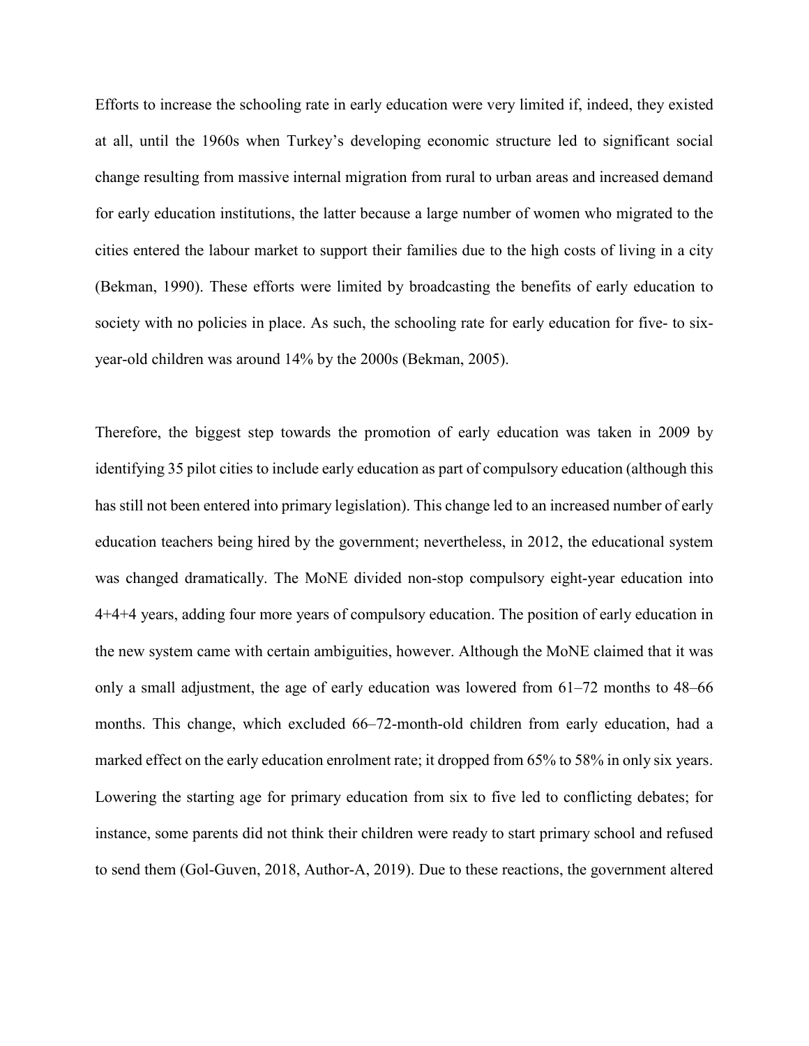Efforts to increase the schooling rate in early education were very limited if, indeed, they existed at all, until the 1960s when Turkey's developing economic structure led to significant social change resulting from massive internal migration from rural to urban areas and increased demand for early education institutions, the latter because a large number of women who migrated to the cities entered the labour market to support their families due to the high costs of living in a city (Bekman, 1990). These efforts were limited by broadcasting the benefits of early education to society with no policies in place. As such, the schooling rate for early education for five- to six-year-old children was around 14% by the 2000s (Bekman, 2005).

Therefore, the biggest step towards the promotion of early education was taken in 2009 by identifying 35 pilot cities to include early education as part of compulsory education (although this has still not been entered into primary legislation). This change led to an increased number of early education teachers being hired by the government; nevertheless, in 2012, the educational system was changed dramatically. The MoNE divided non-stop compulsory eight-year education into 4+4+4 years, adding four more years of compulsory education. The position of early education in the new system came with certain ambiguities, however. Although the MoNE claimed that it was only a small adjustment, the age of early education was lowered from 61–72 months to 48–66 months. This change, which excluded 66–72-month-old children from early education, had a marked effect on the early education enrolment rate; it dropped from 65% to 58% in only six years. Lowering the starting age for primary education from six to five led to conflicting debates; for instance, some parents did not think their children were ready to start primary school and refused to send them (Gol-Guven, 2018, Author-A, 2019). Due to these reactions, the government altered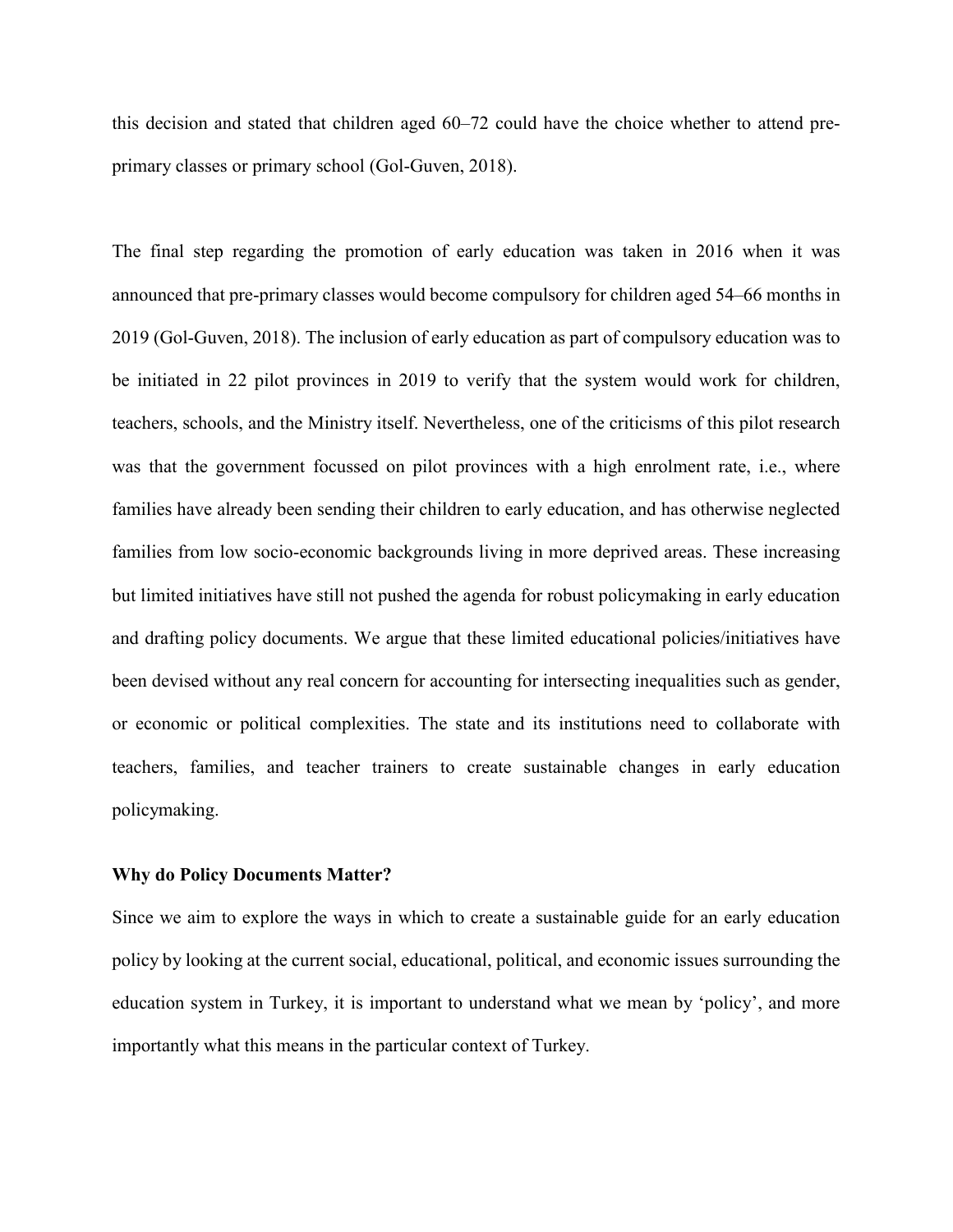this decision and stated that children aged 60–72 could have the choice whether to attend pre-primary classes or primary school (Gol-Guven, 2018).

The final step regarding the promotion of early education was taken in 2016 when it was announced that pre-primary classes would become compulsory for children aged 54–66 months in 2019 (Gol-Guven, 2018). The inclusion of early education as part of compulsory education was to be initiated in 22 pilot provinces in 2019 to verify that the system would work for children, teachers, schools, and the Ministry itself. Nevertheless, one of the criticisms of this pilot research was that the government focussed on pilot provinces with a high enrolment rate, i.e., where families have already been sending their children to early education, and has otherwise neglected families from low socio-economic backgrounds living in more deprived areas. These increasing but limited initiatives have still not pushed the agenda for robust policymaking in early education and drafting policy documents. We argue that these limited educational policies/initiatives have been devised without any real concern for accounting for intersecting inequalities such as gender, or economic or political complexities. The state and its institutions need to collaborate with teachers, families, and teacher trainers to create sustainable changes in early education policymaking.

### Why do Policy Documents Matter?

Since we aim to explore the ways in which to create a sustainable guide for an early education policy by looking at the current social, educational, political, and economic issues surrounding the education system in Turkey, it is important to understand what we mean by 'policy', and more importantly what this means in the particular context of Turkey.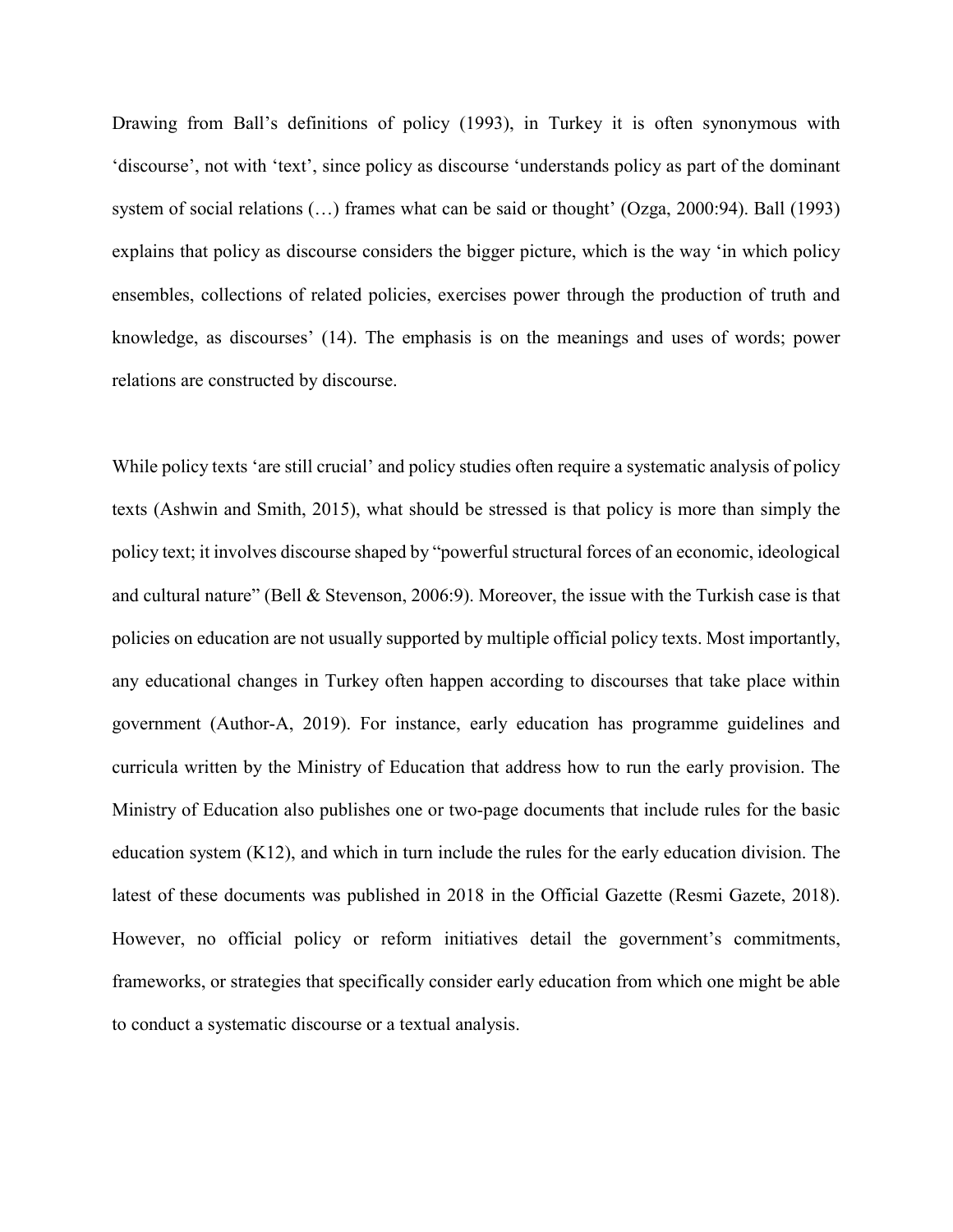Drawing from Ball's definitions of policy (1993), in Turkey it is often synonymous with 'discourse', not with 'text', since policy as discourse 'understands policy as part of the dominant system of social relations (…) frames what can be said or thought' (Ozga, 2000:94). Ball (1993) explains that policy as discourse considers the bigger picture, which is the way 'in which policy ensembles, collections of related policies, exercises power through the production of truth and knowledge, as discourses' (14). The emphasis is on the meanings and uses of words; power relations are constructed by discourse.

While policy texts 'are still crucial' and policy studies often require a systematic analysis of policy texts (Ashwin and Smith, 2015), what should be stressed is that policy is more than simply the policy text; it involves discourse shaped by "powerful structural forces of an economic, ideological and cultural nature" (Bell & Stevenson, 2006:9). Moreover, the issue with the Turkish case is that policies on education are not usually supported by multiple official policy texts. Most importantly, any educational changes in Turkey often happen according to discourses that take place within government (Author-A, 2019). For instance, early education has programme guidelines and curricula written by the Ministry of Education that address how to run the early provision. The Ministry of Education also publishes one or two-page documents that include rules for the basic education system (K12), and which in turn include the rules for the early education division. The latest of these documents was published in 2018 in the Official Gazette (Resmi Gazete, 2018). However, no official policy or reform initiatives detail the government's commitments, frameworks, or strategies that specifically consider early education from which one might be able to conduct a systematic discourse or a textual analysis.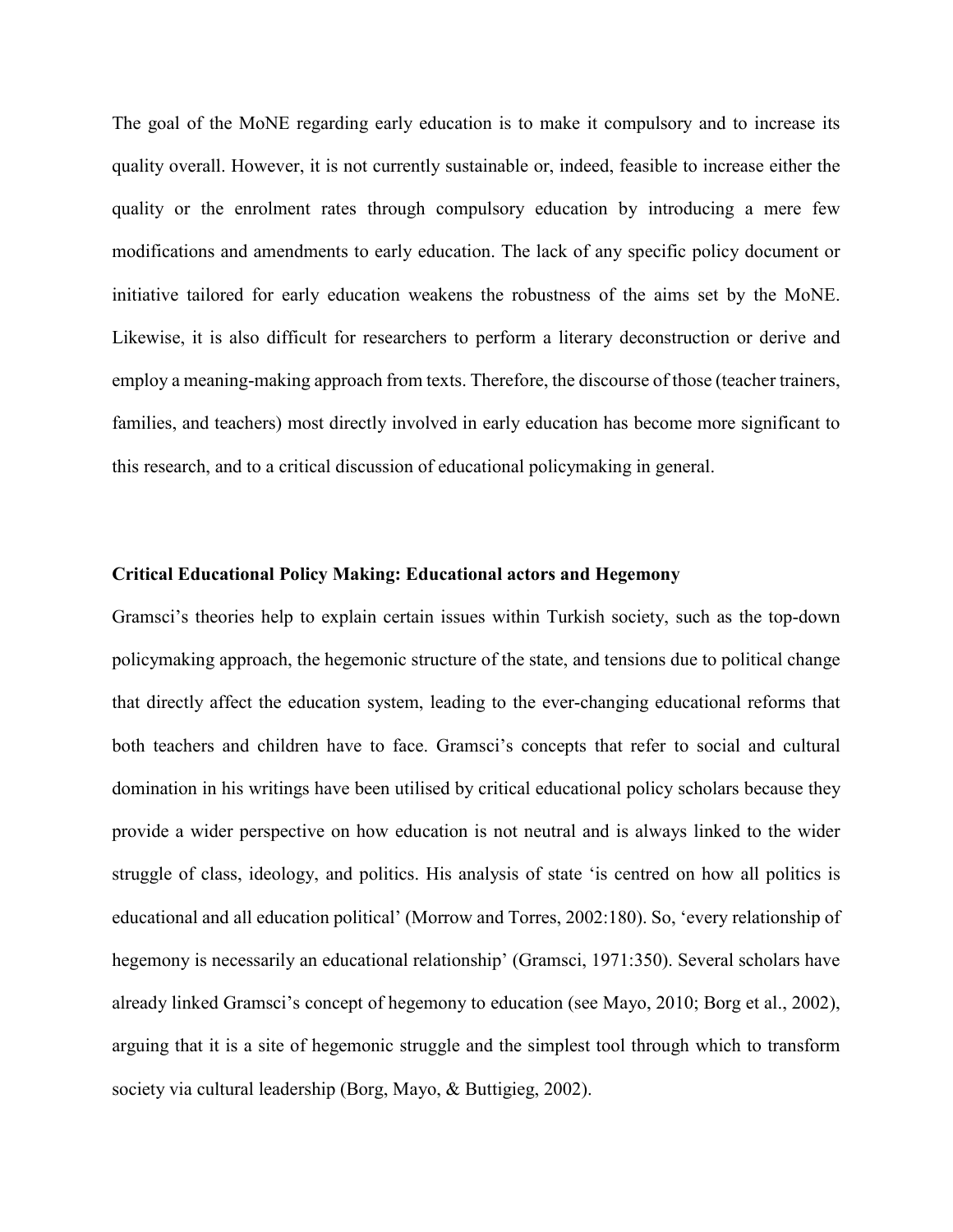The goal of the MoNE regarding early education is to make it compulsory and to increase its quality overall. However, it is not currently sustainable or, indeed, feasible to increase either the quality or the enrolment rates through compulsory education by introducing a mere few modifications and amendments to early education. The lack of any specific policy document or initiative tailored for early education weakens the robustness of the aims set by the MoNE. Likewise, it is also difficult for researchers to perform a literary deconstruction or derive and employ a meaning-making approach from texts. Therefore, the discourse of those (teacher trainers, families, and teachers) most directly involved in early education has become more significant to this research, and to a critical discussion of educational policymaking in general.

## Critical Educational Policy Making: Educational actors and Hegemony

Gramsci's theories help to explain certain issues within Turkish society, such as the top-down policymaking approach, the hegemonic structure of the state, and tensions due to political change that directly affect the education system, leading to the ever-changing educational reforms that both teachers and children have to face. Gramsci's concepts that refer to social and cultural domination in his writings have been utilised by critical educational policy scholars because they provide a wider perspective on how education is not neutral and is always linked to the wider struggle of class, ideology, and politics. His analysis of state 'is centred on how all politics is educational and all education political' (Morrow and Torres, 2002:180). So, 'every relationship of hegemony is necessarily an educational relationship' (Gramsci, 1971:350). Several scholars have already linked Gramsci's concept of hegemony to education (see Mayo, 2010; Borg et al., 2002), arguing that it is a site of hegemonic struggle and the simplest tool through which to transform society via cultural leadership (Borg, Mayo, & Buttigieg, 2002).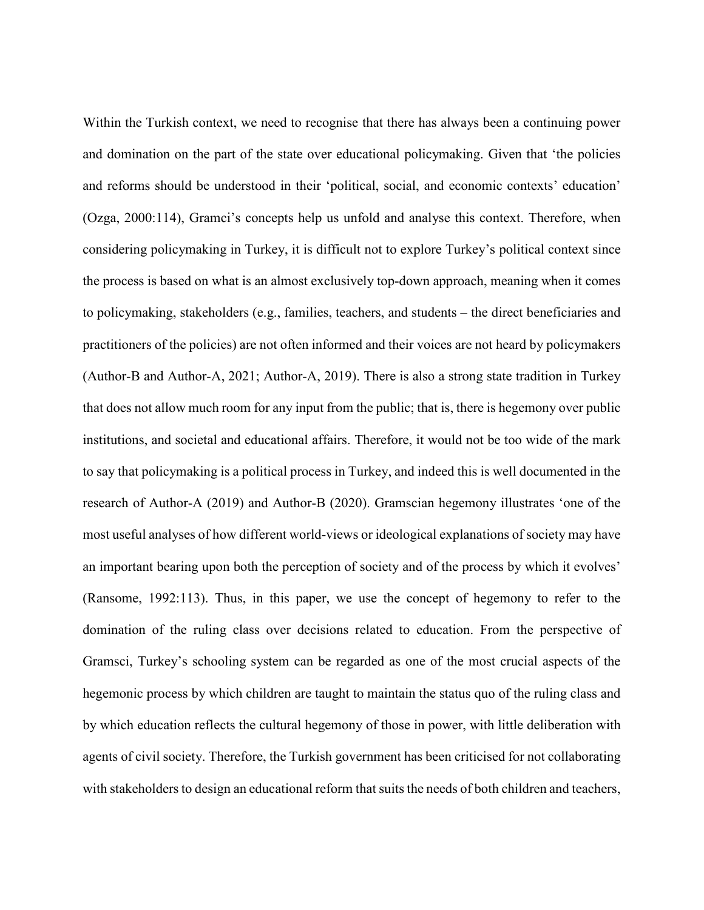Within the Turkish context, we need to recognise that there has always been a continuing power and domination on the part of the state over educational policymaking. Given that 'the policies and reforms should be understood in their 'political, social, and economic contexts' education' (Ozga, 2000:114), Gramci's concepts help us unfold and analyse this context. Therefore, when considering policymaking in Turkey, it is difficult not to explore Turkey's political context since the process is based on what is an almost exclusively top-down approach, meaning when it comes to policymaking, stakeholders (e.g., families, teachers, and students – the direct beneficiaries and practitioners of the policies) are not often informed and their voices are not heard by policymakers (Author-B and Author-A, 2021; Author-A, 2019). There is also a strong state tradition in Turkey that does not allow much room for any input from the public; that is, there is hegemony over public institutions, and societal and educational affairs. Therefore, it would not be too wide of the mark to say that policymaking is a political process in Turkey, and indeed this is well documented in the research of Author-A (2019) and Author-B (2020). Gramscian hegemony illustrates 'one of the most useful analyses of how different world-views or ideological explanations of society may have an important bearing upon both the perception of society and of the process by which it evolves' (Ransome, 1992:113). Thus, in this paper, we use the concept of hegemony to refer to the domination of the ruling class over decisions related to education. From the perspective of Gramsci, Turkey's schooling system can be regarded as one of the most crucial aspects of the hegemonic process by which children are taught to maintain the status quo of the ruling class and by which education reflects the cultural hegemony of those in power, with little deliberation with agents of civil society. Therefore, the Turkish government has been criticised for not collaborating with stakeholders to design an educational reform that suits the needs of both children and teachers,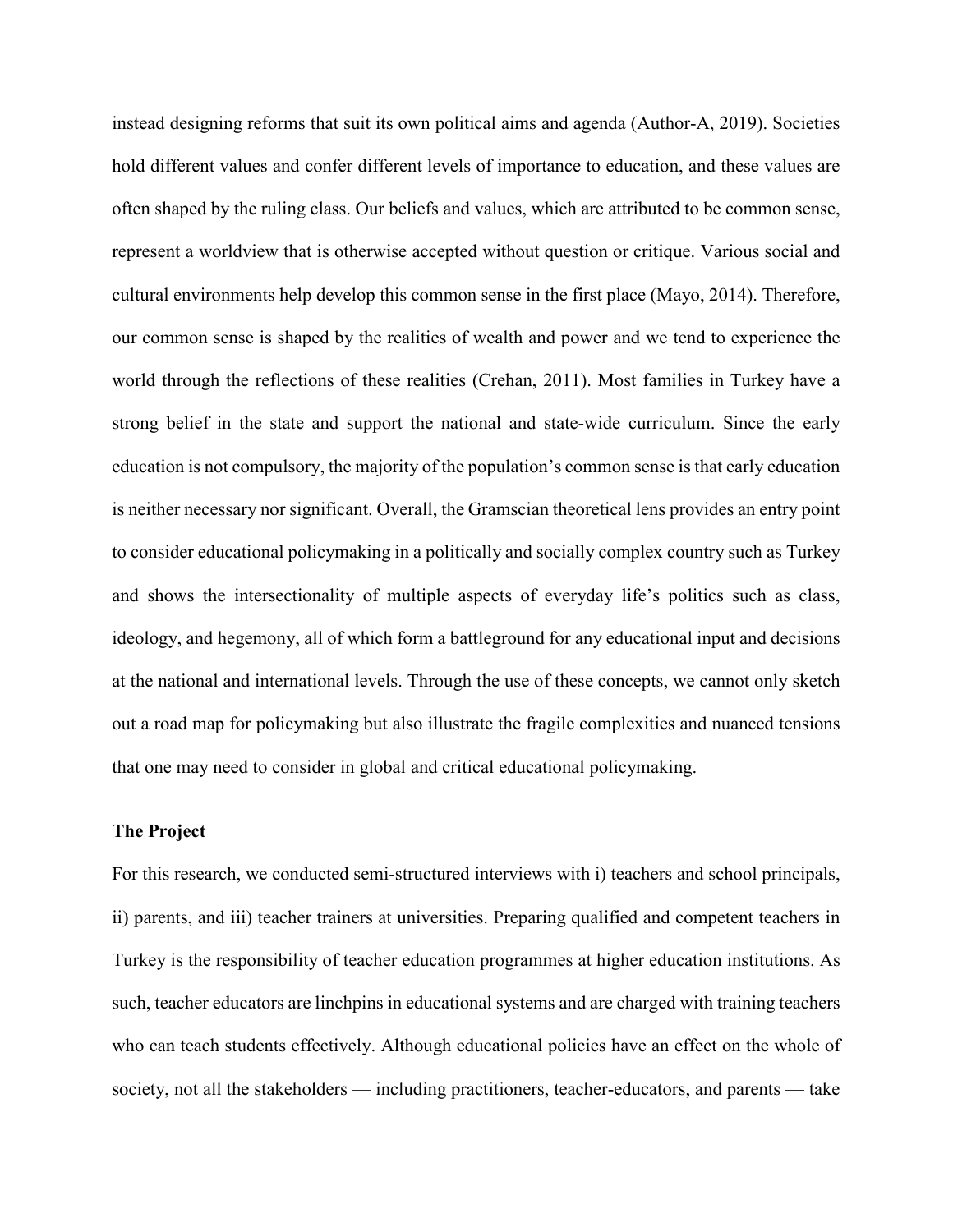instead designing reforms that suit its own political aims and agenda (Author-A, 2019). Societies hold different values and confer different levels of importance to education, and these values are often shaped by the ruling class. Our beliefs and values, which are attributed to be common sense, represent a worldview that is otherwise accepted without question or critique. Various social and cultural environments help develop this common sense in the first place (Mayo, 2014). Therefore, our common sense is shaped by the realities of wealth and power and we tend to experience the world through the reflections of these realities (Crehan, 2011). Most families in Turkey have a strong belief in the state and support the national and state-wide curriculum. Since the early education is not compulsory, the majority of the population's common sense is that early education is neither necessary nor significant. Overall, the Gramscian theoretical lens provides an entry point to consider educational policymaking in a politically and socially complex country such as Turkey and shows the intersectionality of multiple aspects of everyday life's politics such as class, ideology, and hegemony, all of which form a battleground for any educational input and decisions at the national and international levels. Through the use of these concepts, we cannot only sketch out a road map for policymaking but also illustrate the fragile complexities and nuanced tensions that one may need to consider in global and critical educational policymaking.

**The Project**

For this research, we conducted semi-structured interviews with i) teachers and school principals, ii) parents, and iii) teacher trainers at universities. Preparing qualified and competent teachers in Turkey is the responsibility of teacher education programmes at higher education institutions. As such, teacher educators are linchpins in educational systems and are charged with training teachers who can teach students effectively. Although educational policies have an effect on the whole of society, not all the stakeholders — including practitioners, teacher-educators, and parents — take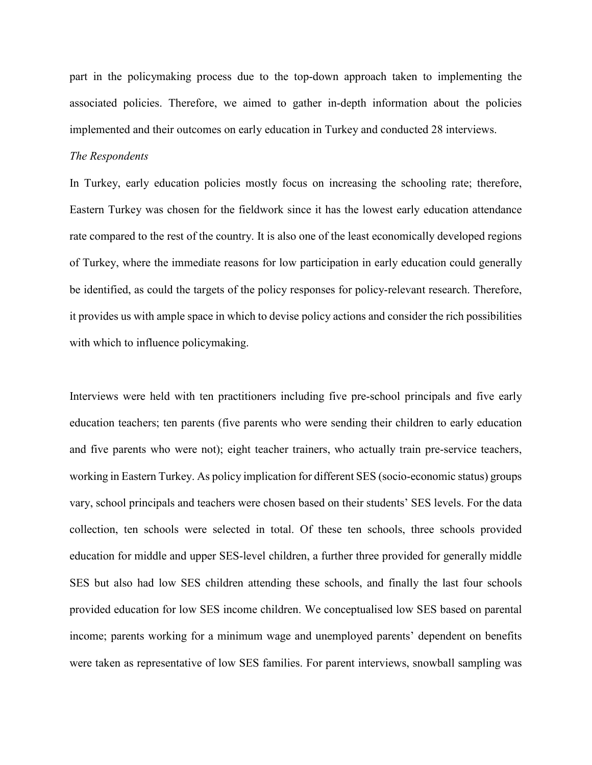part in the policymaking process due to the top-down approach taken to implementing the associated policies. Therefore, we aimed to gather in-depth information about the policies implemented and their outcomes on early education in Turkey and conducted 28 interviews.

*The Respondents*

In Turkey, early education policies mostly focus on increasing the schooling rate; therefore, Eastern Turkey was chosen for the fieldwork since it has the lowest early education attendance rate compared to the rest of the country. It is also one of the least economically developed regions of Turkey, where the immediate reasons for low participation in early education could generally be identified, as could the targets of the policy responses for policy-relevant research. Therefore, it provides us with ample space in which to devise policy actions and consider the rich possibilities with which to influence policymaking.

Interviews were held with ten practitioners including five pre-school principals and five early education teachers; ten parents (five parents who were sending their children to early education and five parents who were not); eight teacher trainers, who actually train pre-service teachers, working in Eastern Turkey. As policy implication for different SES (socio-economic status) groups vary, school principals and teachers were chosen based on their students' SES levels. For the data collection, ten schools were selected in total. Of these ten schools, three schools provided education for middle and upper SES-level children, a further three provided for generally middle SES but also had low SES children attending these schools, and finally the last four schools provided education for low SES income children. We conceptualised low SES based on parental income; parents working for a minimum wage and unemployed parents' dependent on benefits were taken as representative of low SES families. For parent interviews, snowball sampling was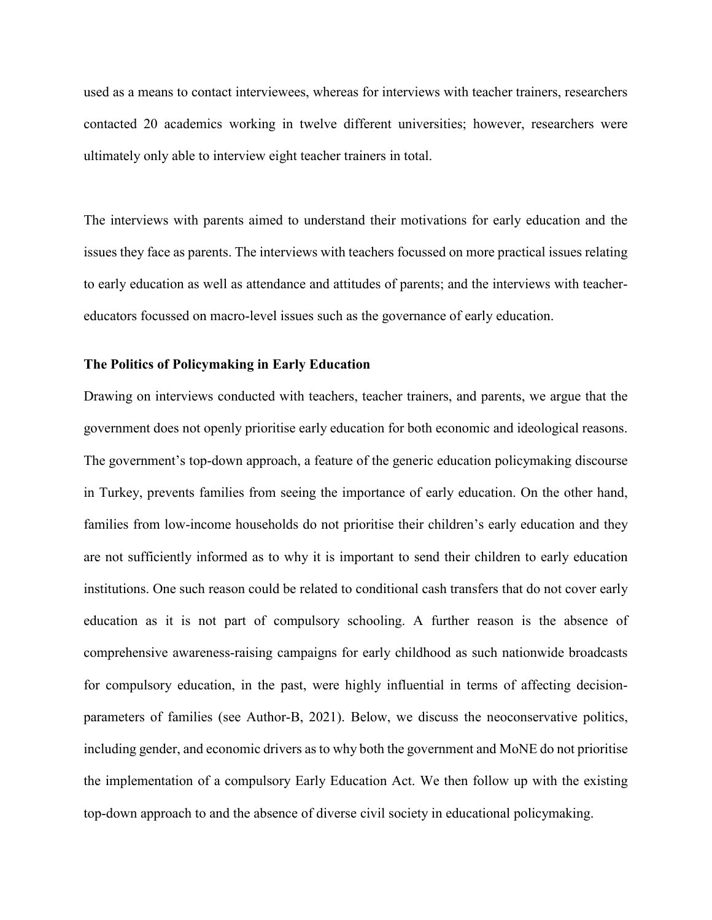used as a means to contact interviewees, whereas for interviews with teacher trainers, researchers contacted 20 academics working in twelve different universities; however, researchers were ultimately only able to interview eight teacher trainers in total.

The interviews with parents aimed to understand their motivations for early education and the issues they face as parents. The interviews with teachers focussed on more practical issues relating to early education as well as attendance and attitudes of parents; and the interviews with teacher-educators focussed on macro-level issues such as the governance of early education.

**The Politics of Policymaking in Early Education**

Drawing on interviews conducted with teachers, teacher trainers, and parents, we argue that the government does not openly prioritise early education for both economic and ideological reasons. The government's top-down approach, a feature of the generic education policymaking discourse in Turkey, prevents families from seeing the importance of early education. On the other hand, families from low-income households do not prioritise their children's early education and they are not sufficiently informed as to why it is important to send their children to early education institutions. One such reason could be related to conditional cash transfers that do not cover early education as it is not part of compulsory schooling. A further reason is the absence of comprehensive awareness-raising campaigns for early childhood as such nationwide broadcasts for compulsory education, in the past, were highly influential in terms of affecting decision-parameters of families (see Author-B, 2021). Below, we discuss the neoconservative politics, including gender, and economic drivers as to why both the government and MoNE do not prioritise the implementation of a compulsory Early Education Act. We then follow up with the existing top-down approach to and the absence of diverse civil society in educational policymaking.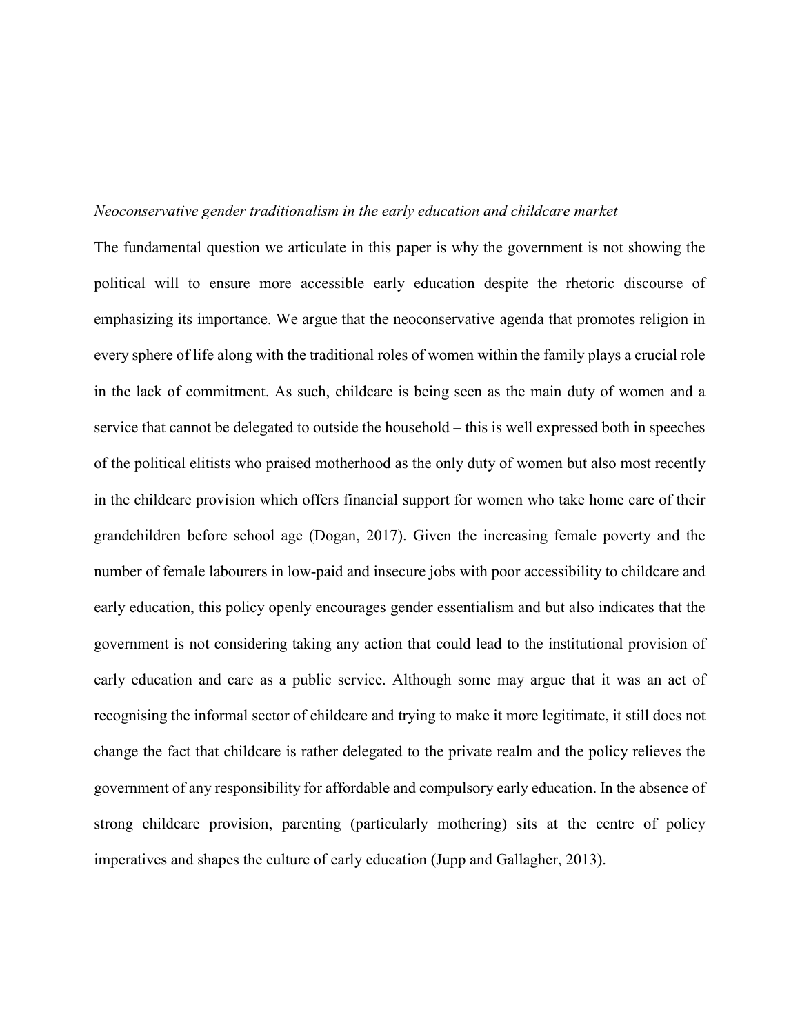*Neoconservative gender traditionalism in the early education and childcare market*

The fundamental question we articulate in this paper is why the government is not showing the political will to ensure more accessible early education despite the rhetoric discourse of emphasizing its importance. We argue that the neoconservative agenda that promotes religion in every sphere of life along with the traditional roles of women within the family plays a crucial role in the lack of commitment. As such, childcare is being seen as the main duty of women and a service that cannot be delegated to outside the household – this is well expressed both in speeches of the political elitists who praised motherhood as the only duty of women but also most recently in the childcare provision which offers financial support for women who take home care of their grandchildren before school age (Dogan, 2017). Given the increasing female poverty and the number of female labourers in low-paid and insecure jobs with poor accessibility to childcare and early education, this policy openly encourages gender essentialism and but also indicates that the government is not considering taking any action that could lead to the institutional provision of early education and care as a public service. Although some may argue that it was an act of recognising the informal sector of childcare and trying to make it more legitimate, it still does not change the fact that childcare is rather delegated to the private realm and the policy relieves the government of any responsibility for affordable and compulsory early education. In the absence of strong childcare provision, parenting (particularly mothering) sits at the centre of policy imperatives and shapes the culture of early education (Jupp and Gallagher, 2013).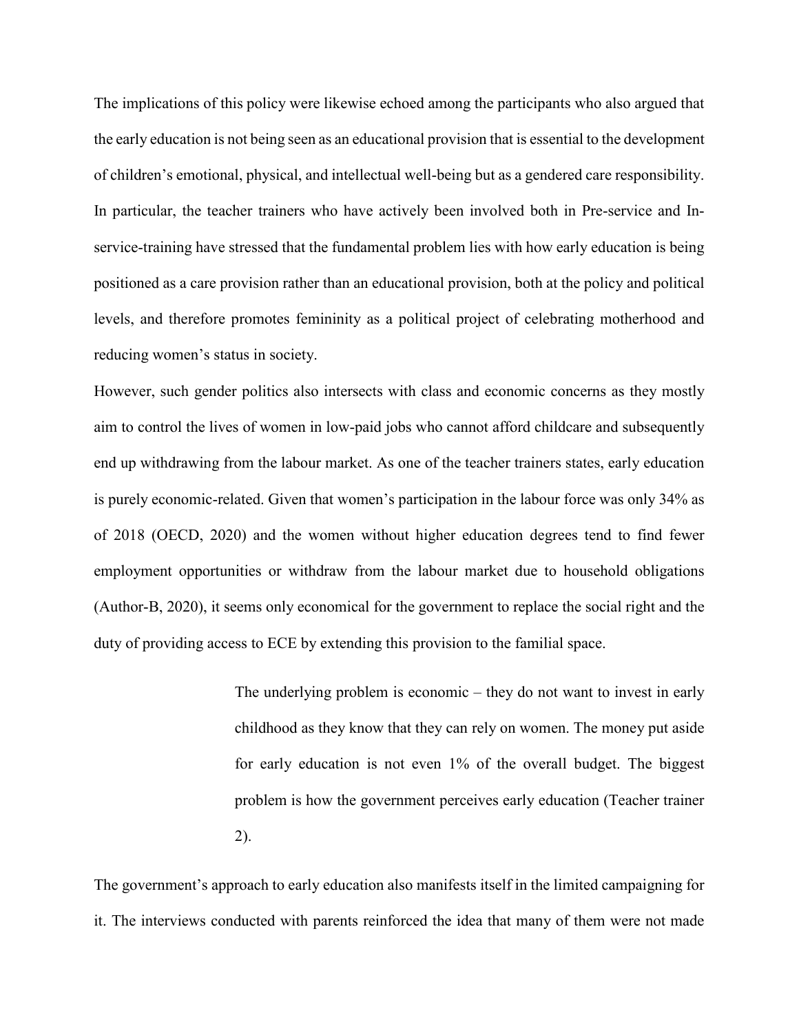The implications of this policy were likewise echoed among the participants who also argued that the early education is not being seen as an educational provision that is essential to the development of children's emotional, physical, and intellectual well-being but as a gendered care responsibility. In particular, the teacher trainers who have actively been involved both in Pre-service and In-service-training have stressed that the fundamental problem lies with how early education is being positioned as a care provision rather than an educational provision, both at the policy and political levels, and therefore promotes femininity as a political project of celebrating motherhood and reducing women's status in society.

However, such gender politics also intersects with class and economic concerns as they mostly aim to control the lives of women in low-paid jobs who cannot afford childcare and subsequently end up withdrawing from the labour market. As one of the teacher trainers states, early education is purely economic-related. Given that women's participation in the labour force was only 34% as of 2018 (OECD, 2020) and the women without higher education degrees tend to find fewer employment opportunities or withdraw from the labour market due to household obligations (Author-B, 2020), it seems only economical for the government to replace the social right and the duty of providing access to ECE by extending this provision to the familial space.

> The underlying problem is economic – they do not want to invest in early childhood as they know that they can rely on women. The money put aside for early education is not even 1% of the overall budget. The biggest problem is how the government perceives early education (Teacher trainer 2).

The government's approach to early education also manifests itself in the limited campaigning for it. The interviews conducted with parents reinforced the idea that many of them were not made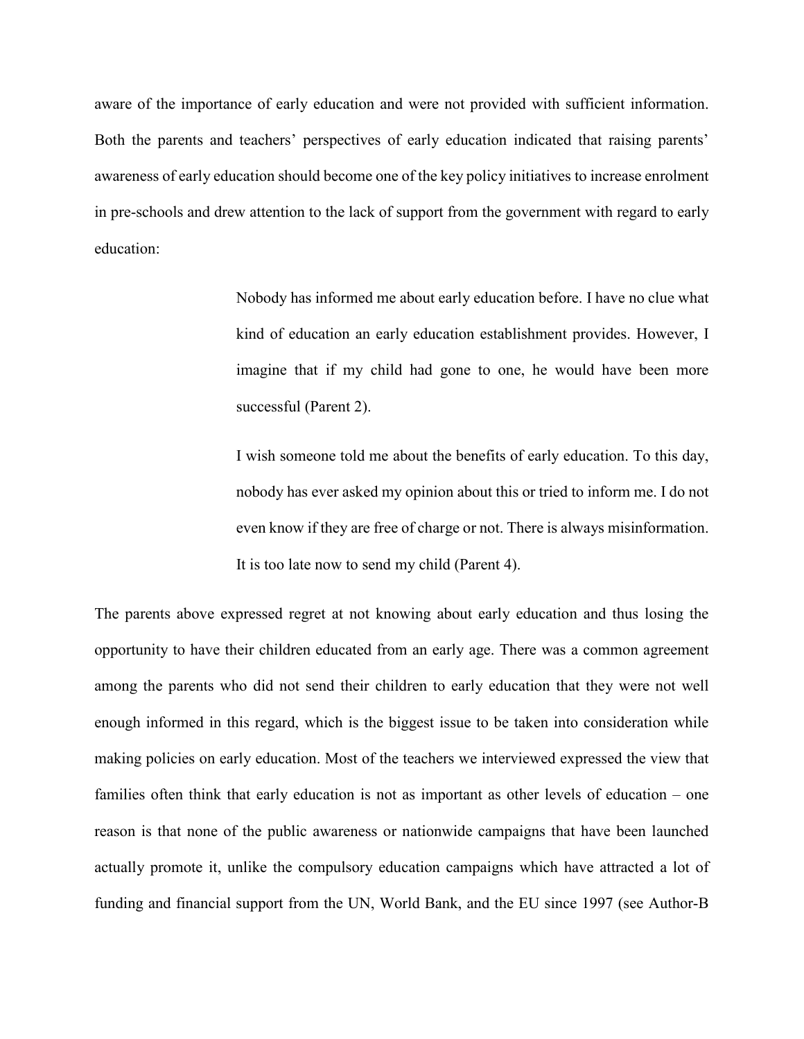aware of the importance of early education and were not provided with sufficient information. Both the parents and teachers' perspectives of early education indicated that raising parents' awareness of early education should become one of the key policy initiatives to increase enrolment in pre-schools and drew attention to the lack of support from the government with regard to early education:

> Nobody has informed me about early education before. I have no clue what kind of education an early education establishment provides. However, I imagine that if my child had gone to one, he would have been more successful (Parent 2).
>
> I wish someone told me about the benefits of early education. To this day, nobody has ever asked my opinion about this or tried to inform me. I do not even know if they are free of charge or not. There is always misinformation. It is too late now to send my child (Parent 4).

The parents above expressed regret at not knowing about early education and thus losing the opportunity to have their children educated from an early age. There was a common agreement among the parents who did not send their children to early education that they were not well enough informed in this regard, which is the biggest issue to be taken into consideration while making policies on early education. Most of the teachers we interviewed expressed the view that families often think that early education is not as important as other levels of education – one reason is that none of the public awareness or nationwide campaigns that have been launched actually promote it, unlike the compulsory education campaigns which have attracted a lot of funding and financial support from the UN, World Bank, and the EU since 1997 (see Author-B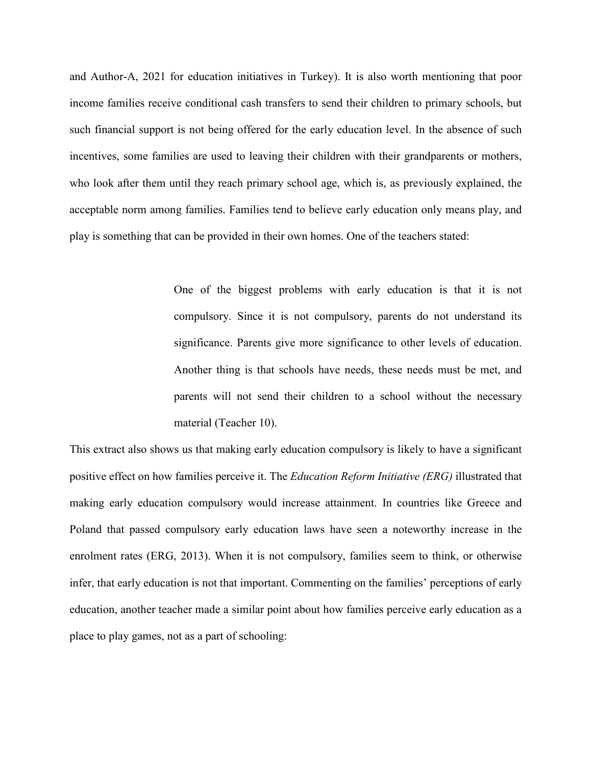and Author-A, 2021 for education initiatives in Turkey). It is also worth mentioning that poor income families receive conditional cash transfers to send their children to primary schools, but such financial support is not being offered for the early education level. In the absence of such incentives, some families are used to leaving their children with their grandparents or mothers, who look after them until they reach primary school age, which is, as previously explained, the acceptable norm among families. Families tend to believe early education only means play, and play is something that can be provided in their own homes. One of the teachers stated:

> One of the biggest problems with early education is that it is not compulsory. Since it is not compulsory, parents do not understand its significance. Parents give more significance to other levels of education. Another thing is that schools have needs, these needs must be met, and parents will not send their children to a school without the necessary material (Teacher 10).

This extract also shows us that making early education compulsory is likely to have a significant positive effect on how families perceive it. The *Education Reform Initiative (ERG)* illustrated that making early education compulsory would increase attainment. In countries like Greece and Poland that passed compulsory early education laws have seen a noteworthy increase in the enrolment rates (ERG, 2013). When it is not compulsory, families seem to think, or otherwise infer, that early education is not that important. Commenting on the families' perceptions of early education, another teacher made a similar point about how families perceive early education as a place to play games, not as a part of schooling: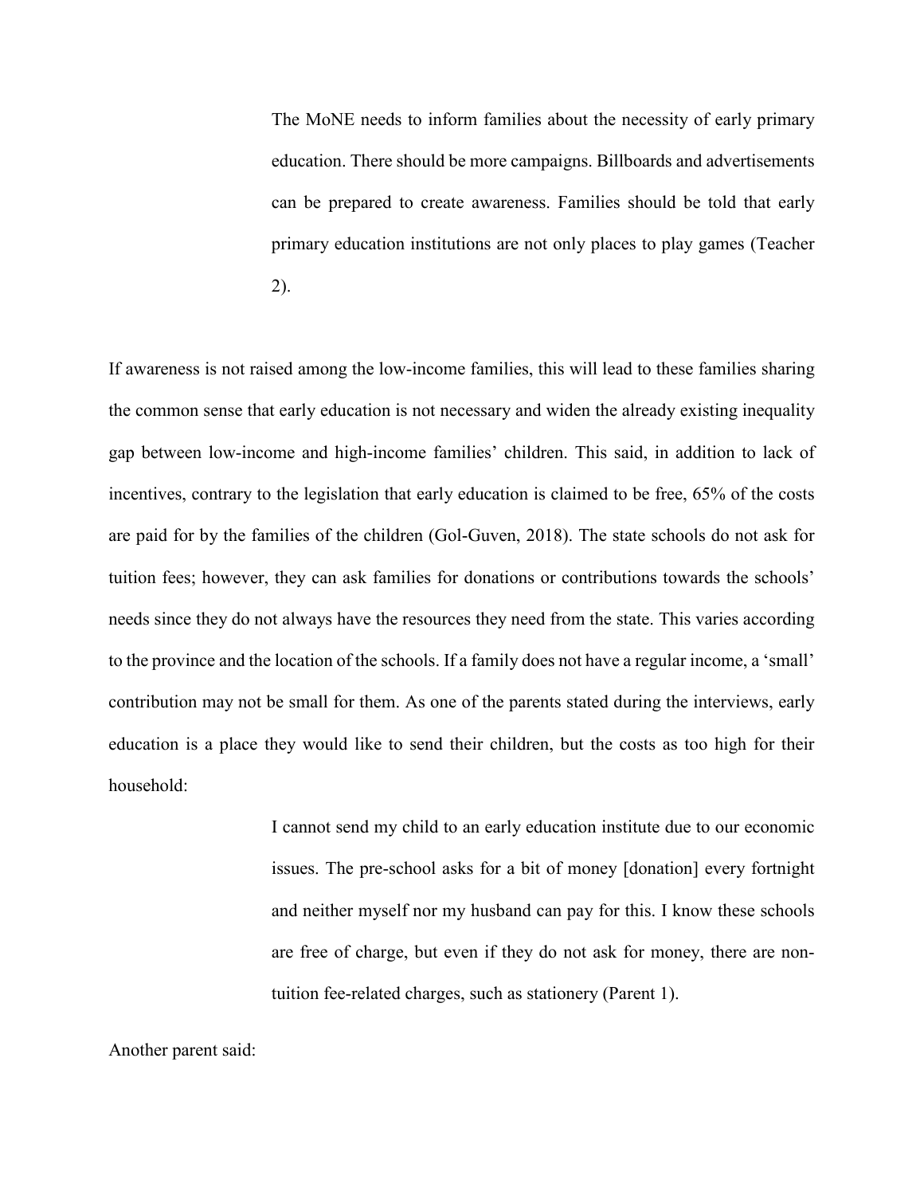> The MoNE needs to inform families about the necessity of early primary education. There should be more campaigns. Billboards and advertisements can be prepared to create awareness. Families should be told that early primary education institutions are not only places to play games (Teacher 2).

If awareness is not raised among the low-income families, this will lead to these families sharing the common sense that early education is not necessary and widen the already existing inequality gap between low-income and high-income families' children. This said, in addition to lack of incentives, contrary to the legislation that early education is claimed to be free, 65% of the costs are paid for by the families of the children (Gol-Guven, 2018). The state schools do not ask for tuition fees; however, they can ask families for donations or contributions towards the schools' needs since they do not always have the resources they need from the state. This varies according to the province and the location of the schools. If a family does not have a regular income, a 'small' contribution may not be small for them. As one of the parents stated during the interviews, early education is a place they would like to send their children, but the costs as too high for their household:

> I cannot send my child to an early education institute due to our economic issues. The pre-school asks for a bit of money [donation] every fortnight and neither myself nor my husband can pay for this. I know these schools are free of charge, but even if they do not ask for money, there are non-tuition fee-related charges, such as stationery (Parent 1).

Another parent said: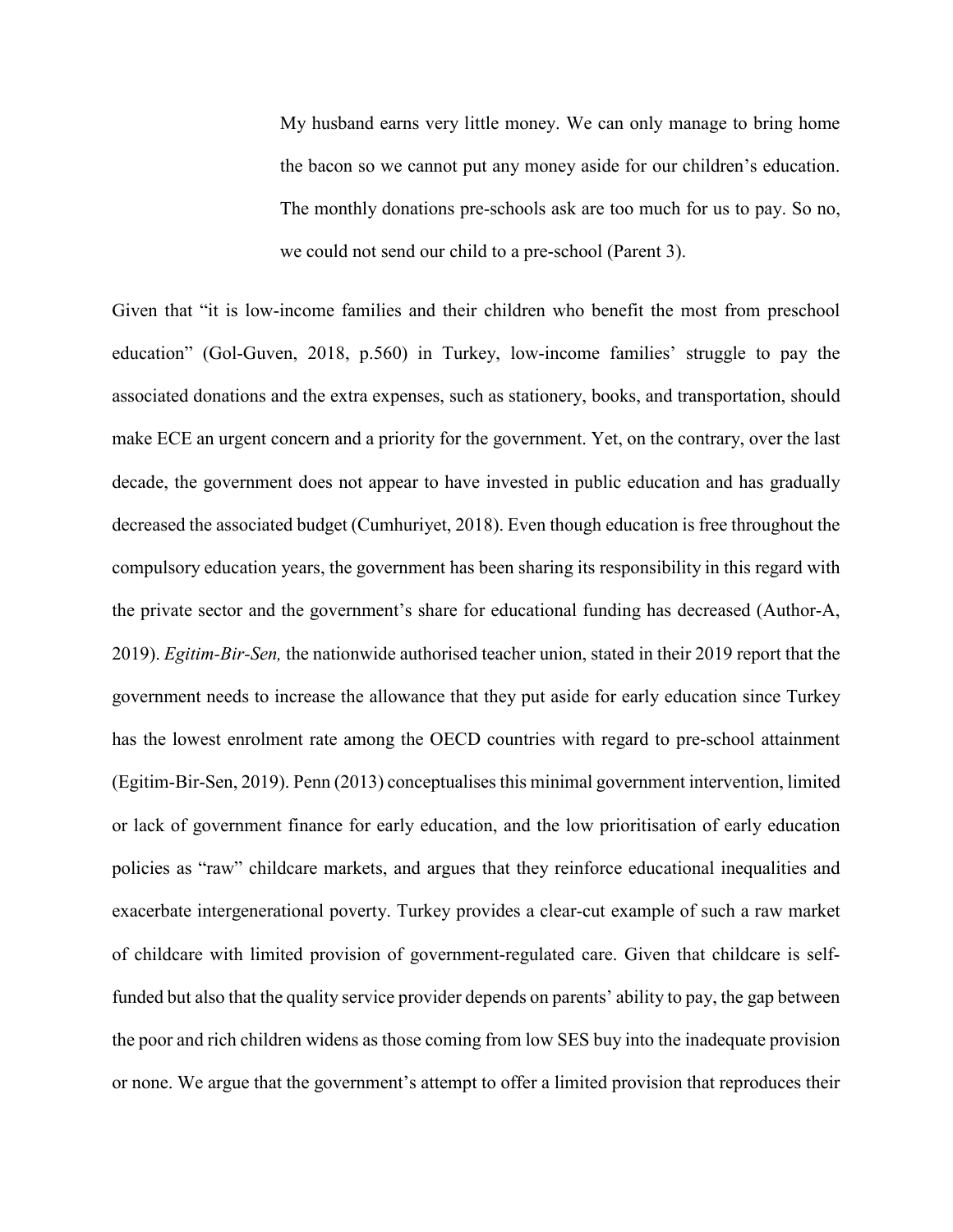> My husband earns very little money. We can only manage to bring home the bacon so we cannot put any money aside for our children's education. The monthly donations pre-schools ask are too much for us to pay. So no, we could not send our child to a pre-school (Parent 3).

Given that "it is low-income families and their children who benefit the most from preschool education" (Gol-Guven, 2018, p.560) in Turkey, low-income families' struggle to pay the associated donations and the extra expenses, such as stationery, books, and transportation, should make ECE an urgent concern and a priority for the government. Yet, on the contrary, over the last decade, the government does not appear to have invested in public education and has gradually decreased the associated budget (Cumhuriyet, 2018). Even though education is free throughout the compulsory education years, the government has been sharing its responsibility in this regard with the private sector and the government's share for educational funding has decreased (Author-A, 2019). *Egitim-Bir-Sen,* the nationwide authorised teacher union, stated in their 2019 report that the government needs to increase the allowance that they put aside for early education since Turkey has the lowest enrolment rate among the OECD countries with regard to pre-school attainment (Egitim-Bir-Sen, 2019). Penn (2013) conceptualises this minimal government intervention, limited or lack of government finance for early education, and the low prioritisation of early education policies as "raw" childcare markets, and argues that they reinforce educational inequalities and exacerbate intergenerational poverty. Turkey provides a clear-cut example of such a raw market of childcare with limited provision of government-regulated care. Given that childcare is self-funded but also that the quality service provider depends on parents' ability to pay, the gap between the poor and rich children widens as those coming from low SES buy into the inadequate provision or none. We argue that the government's attempt to offer a limited provision that reproduces their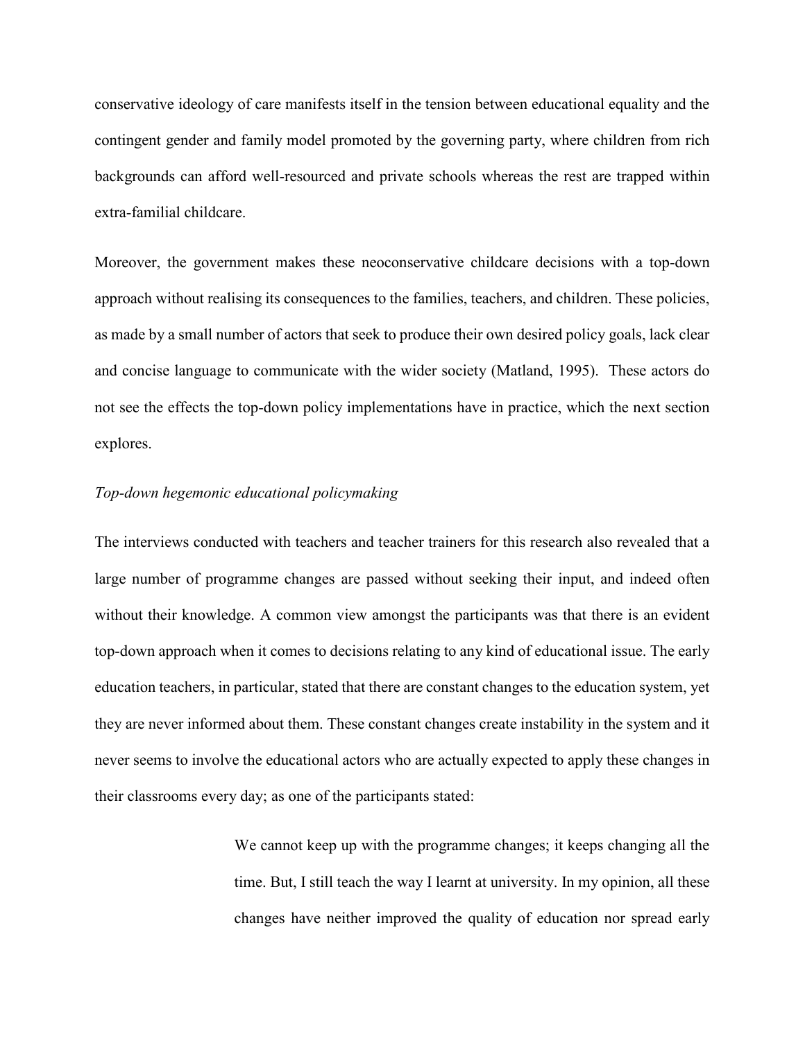conservative ideology of care manifests itself in the tension between educational equality and the contingent gender and family model promoted by the governing party, where children from rich backgrounds can afford well-resourced and private schools whereas the rest are trapped within extra-familial childcare.

Moreover, the government makes these neoconservative childcare decisions with a top-down approach without realising its consequences to the families, teachers, and children. These policies, as made by a small number of actors that seek to produce their own desired policy goals, lack clear and concise language to communicate with the wider society (Matland, 1995). These actors do not see the effects the top-down policy implementations have in practice, which the next section explores.

*Top-down hegemonic educational policymaking*

The interviews conducted with teachers and teacher trainers for this research also revealed that a large number of programme changes are passed without seeking their input, and indeed often without their knowledge. A common view amongst the participants was that there is an evident top-down approach when it comes to decisions relating to any kind of educational issue. The early education teachers, in particular, stated that there are constant changes to the education system, yet they are never informed about them. These constant changes create instability in the system and it never seems to involve the educational actors who are actually expected to apply these changes in their classrooms every day; as one of the participants stated:

> We cannot keep up with the programme changes; it keeps changing all the time. But, I still teach the way I learnt at university. In my opinion, all these changes have neither improved the quality of education nor spread early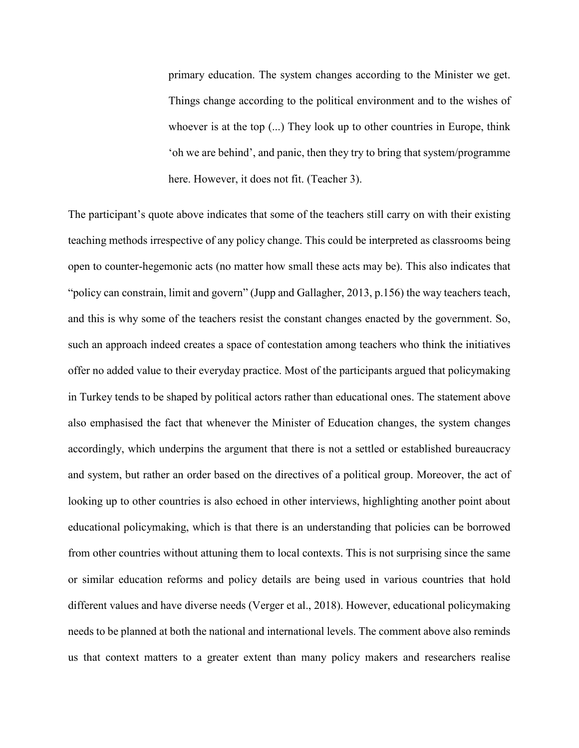> primary education. The system changes according to the Minister we get. Things change according to the political environment and to the wishes of whoever is at the top (...) They look up to other countries in Europe, think 'oh we are behind', and panic, then they try to bring that system/programme here. However, it does not fit. (Teacher 3).

The participant's quote above indicates that some of the teachers still carry on with their existing teaching methods irrespective of any policy change. This could be interpreted as classrooms being open to counter-hegemonic acts (no matter how small these acts may be). This also indicates that "policy can constrain, limit and govern" (Jupp and Gallagher, 2013, p.156) the way teachers teach, and this is why some of the teachers resist the constant changes enacted by the government. So, such an approach indeed creates a space of contestation among teachers who think the initiatives offer no added value to their everyday practice. Most of the participants argued that policymaking in Turkey tends to be shaped by political actors rather than educational ones. The statement above also emphasised the fact that whenever the Minister of Education changes, the system changes accordingly, which underpins the argument that there is not a settled or established bureaucracy and system, but rather an order based on the directives of a political group. Moreover, the act of looking up to other countries is also echoed in other interviews, highlighting another point about educational policymaking, which is that there is an understanding that policies can be borrowed from other countries without attuning them to local contexts. This is not surprising since the same or similar education reforms and policy details are being used in various countries that hold different values and have diverse needs (Verger et al., 2018). However, educational policymaking needs to be planned at both the national and international levels. The comment above also reminds us that context matters to a greater extent than many policy makers and researchers realise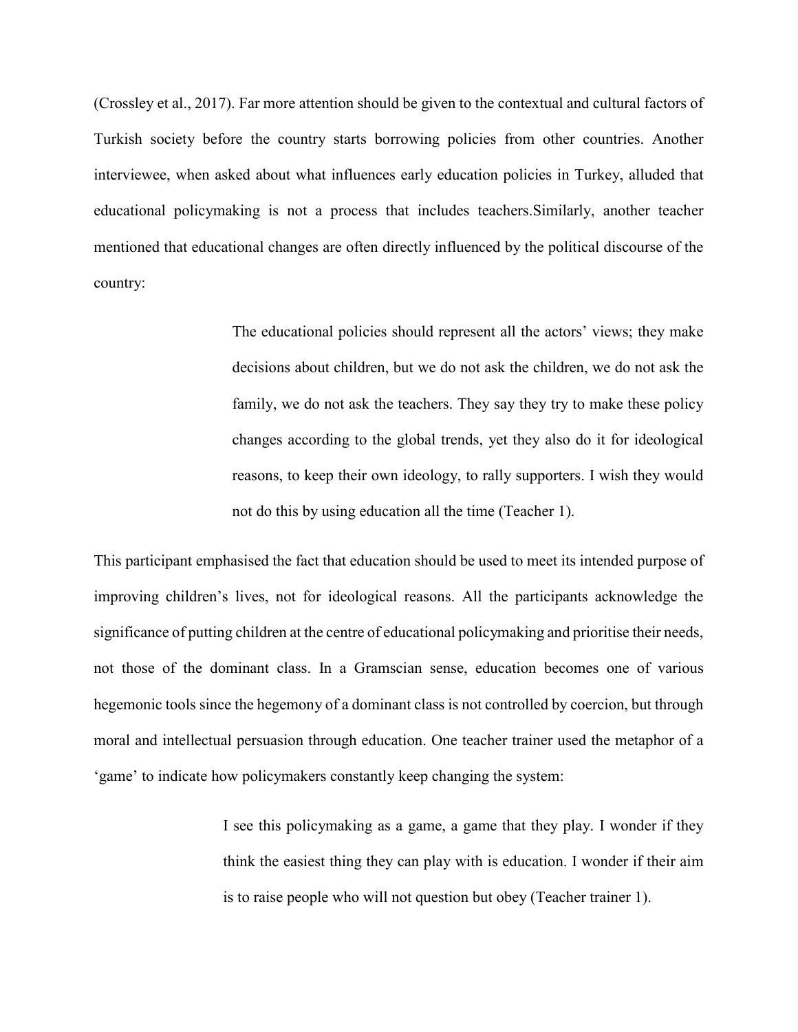(Crossley et al., 2017). Far more attention should be given to the contextual and cultural factors of Turkish society before the country starts borrowing policies from other countries. Another interviewee, when asked about what influences early education policies in Turkey, alluded that educational policymaking is not a process that includes teachers.Similarly, another teacher mentioned that educational changes are often directly influenced by the political discourse of the country:

> The educational policies should represent all the actors' views; they make decisions about children, but we do not ask the children, we do not ask the family, we do not ask the teachers. They say they try to make these policy changes according to the global trends, yet they also do it for ideological reasons, to keep their own ideology, to rally supporters. I wish they would not do this by using education all the time (Teacher 1).

This participant emphasised the fact that education should be used to meet its intended purpose of improving children's lives, not for ideological reasons. All the participants acknowledge the significance of putting children at the centre of educational policymaking and prioritise their needs, not those of the dominant class. In a Gramscian sense, education becomes one of various hegemonic tools since the hegemony of a dominant class is not controlled by coercion, but through moral and intellectual persuasion through education. One teacher trainer used the metaphor of a 'game' to indicate how policymakers constantly keep changing the system:

> I see this policymaking as a game, a game that they play. I wonder if they think the easiest thing they can play with is education. I wonder if their aim is to raise people who will not question but obey (Teacher trainer 1).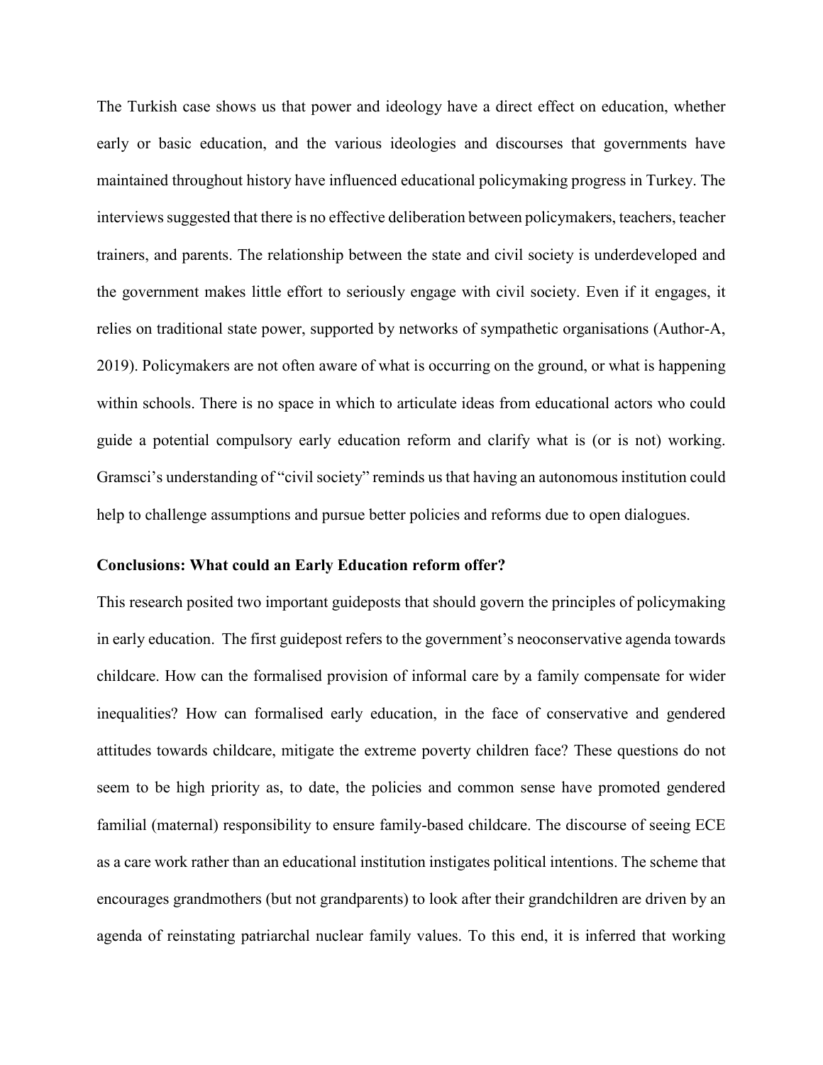The Turkish case shows us that power and ideology have a direct effect on education, whether early or basic education, and the various ideologies and discourses that governments have maintained throughout history have influenced educational policymaking progress in Turkey. The interviews suggested that there is no effective deliberation between policymakers, teachers, teacher trainers, and parents. The relationship between the state and civil society is underdeveloped and the government makes little effort to seriously engage with civil society. Even if it engages, it relies on traditional state power, supported by networks of sympathetic organisations (Author-A, 2019). Policymakers are not often aware of what is occurring on the ground, or what is happening within schools. There is no space in which to articulate ideas from educational actors who could guide a potential compulsory early education reform and clarify what is (or is not) working. Gramsci's understanding of "civil society" reminds us that having an autonomous institution could help to challenge assumptions and pursue better policies and reforms due to open dialogues.

**Conclusions: What could an Early Education reform offer?**

This research posited two important guideposts that should govern the principles of policymaking in early education. The first guidepost refers to the government's neoconservative agenda towards childcare. How can the formalised provision of informal care by a family compensate for wider inequalities? How can formalised early education, in the face of conservative and gendered attitudes towards childcare, mitigate the extreme poverty children face? These questions do not seem to be high priority as, to date, the policies and common sense have promoted gendered familial (maternal) responsibility to ensure family-based childcare. The discourse of seeing ECE as a care work rather than an educational institution instigates political intentions. The scheme that encourages grandmothers (but not grandparents) to look after their grandchildren are driven by an agenda of reinstating patriarchal nuclear family values. To this end, it is inferred that working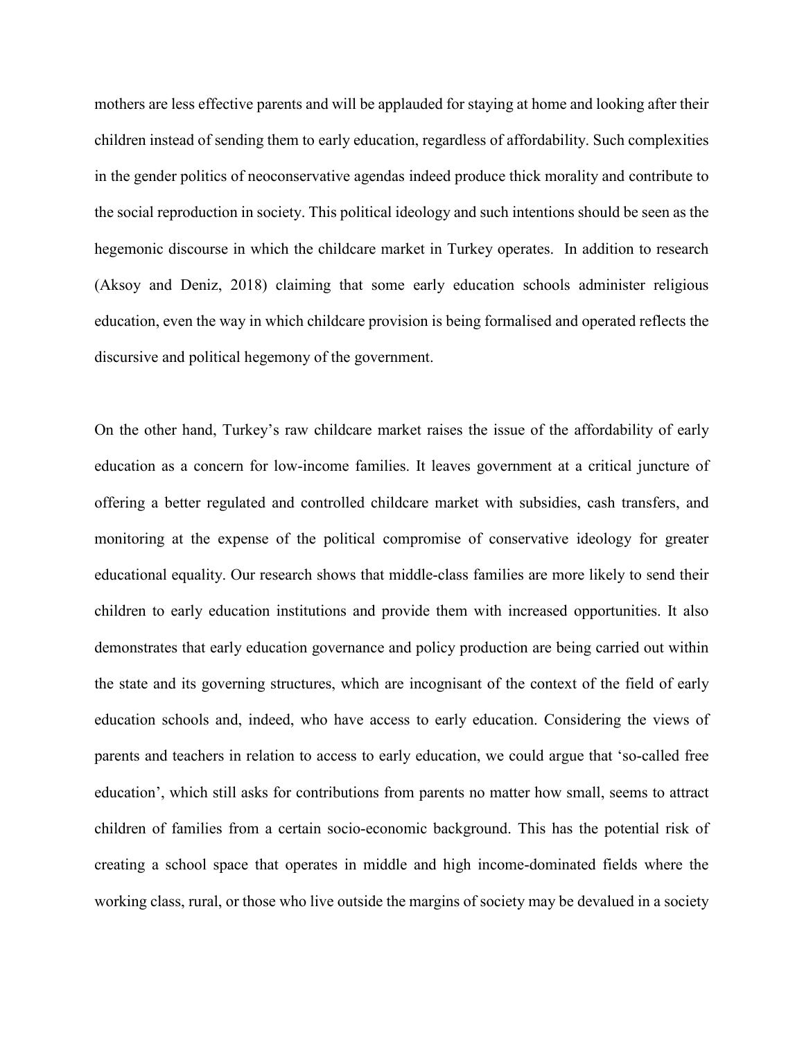mothers are less effective parents and will be applauded for staying at home and looking after their children instead of sending them to early education, regardless of affordability. Such complexities in the gender politics of neoconservative agendas indeed produce thick morality and contribute to the social reproduction in society. This political ideology and such intentions should be seen as the hegemonic discourse in which the childcare market in Turkey operates. In addition to research (Aksoy and Deniz, 2018) claiming that some early education schools administer religious education, even the way in which childcare provision is being formalised and operated reflects the discursive and political hegemony of the government.

On the other hand, Turkey's raw childcare market raises the issue of the affordability of early education as a concern for low-income families. It leaves government at a critical juncture of offering a better regulated and controlled childcare market with subsidies, cash transfers, and monitoring at the expense of the political compromise of conservative ideology for greater educational equality. Our research shows that middle-class families are more likely to send their children to early education institutions and provide them with increased opportunities. It also demonstrates that early education governance and policy production are being carried out within the state and its governing structures, which are incognisant of the context of the field of early education schools and, indeed, who have access to early education. Considering the views of parents and teachers in relation to access to early education, we could argue that 'so-called free education', which still asks for contributions from parents no matter how small, seems to attract children of families from a certain socio-economic background. This has the potential risk of creating a school space that operates in middle and high income-dominated fields where the working class, rural, or those who live outside the margins of society may be devalued in a society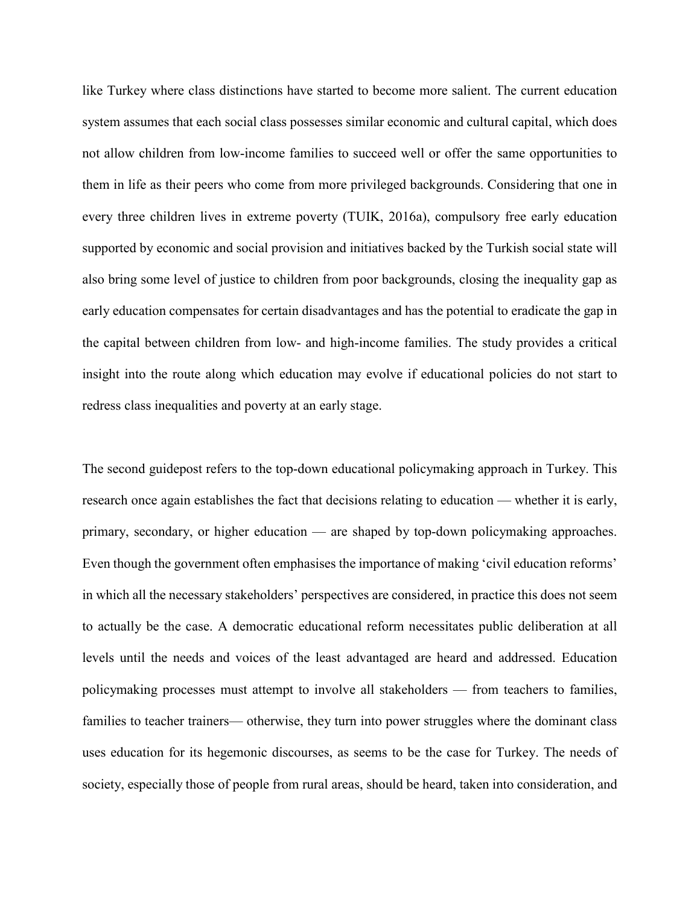like Turkey where class distinctions have started to become more salient. The current education system assumes that each social class possesses similar economic and cultural capital, which does not allow children from low-income families to succeed well or offer the same opportunities to them in life as their peers who come from more privileged backgrounds. Considering that one in every three children lives in extreme poverty (TUIK, 2016a), compulsory free early education supported by economic and social provision and initiatives backed by the Turkish social state will also bring some level of justice to children from poor backgrounds, closing the inequality gap as early education compensates for certain disadvantages and has the potential to eradicate the gap in the capital between children from low- and high-income families. The study provides a critical insight into the route along which education may evolve if educational policies do not start to redress class inequalities and poverty at an early stage.

The second guidepost refers to the top-down educational policymaking approach in Turkey. This research once again establishes the fact that decisions relating to education — whether it is early, primary, secondary, or higher education — are shaped by top-down policymaking approaches. Even though the government often emphasises the importance of making 'civil education reforms' in which all the necessary stakeholders' perspectives are considered, in practice this does not seem to actually be the case. A democratic educational reform necessitates public deliberation at all levels until the needs and voices of the least advantaged are heard and addressed. Education policymaking processes must attempt to involve all stakeholders — from teachers to families, families to teacher trainers— otherwise, they turn into power struggles where the dominant class uses education for its hegemonic discourses, as seems to be the case for Turkey. The needs of society, especially those of people from rural areas, should be heard, taken into consideration, and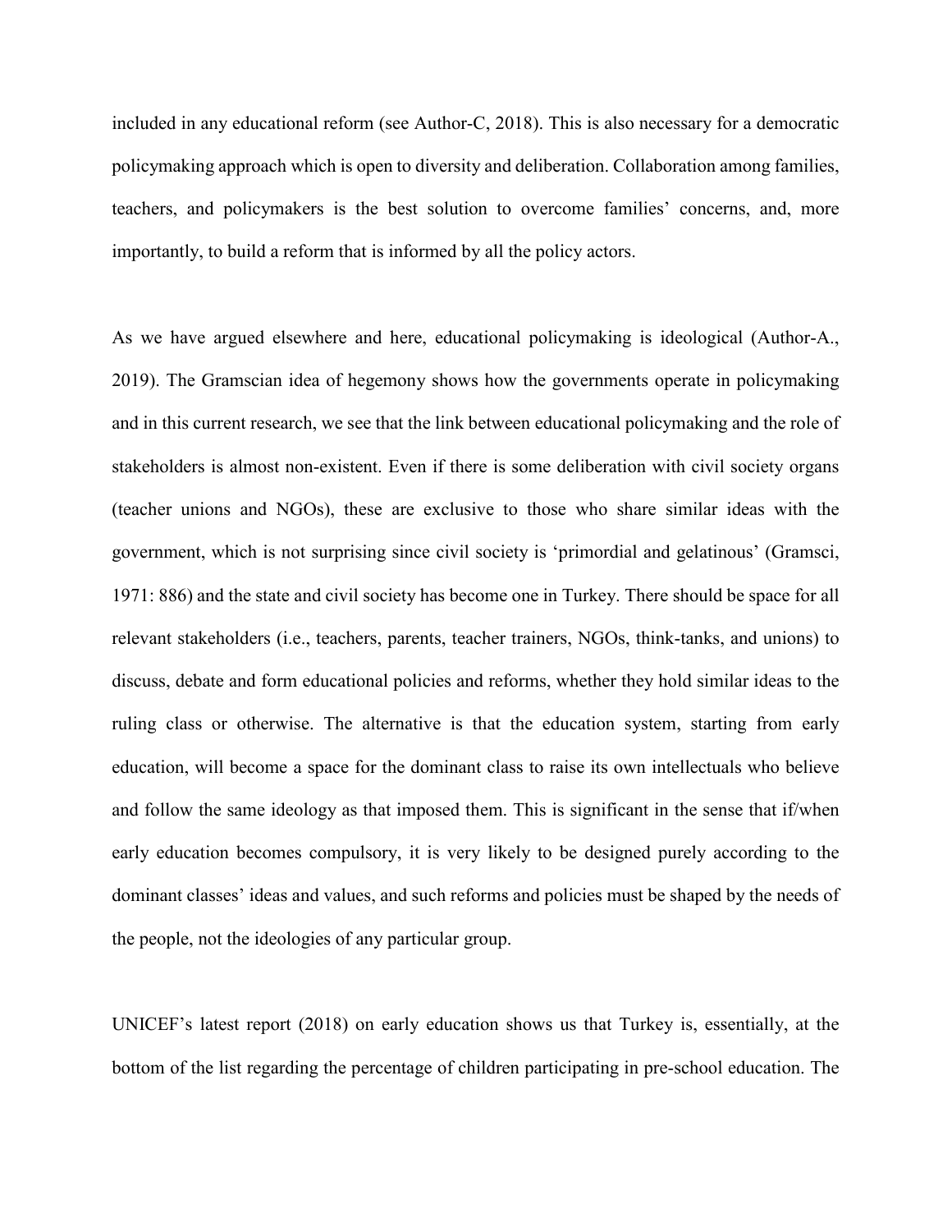included in any educational reform (see Author-C, 2018). This is also necessary for a democratic policymaking approach which is open to diversity and deliberation. Collaboration among families, teachers, and policymakers is the best solution to overcome families' concerns, and, more importantly, to build a reform that is informed by all the policy actors.

As we have argued elsewhere and here, educational policymaking is ideological (Author-A., 2019). The Gramscian idea of hegemony shows how the governments operate in policymaking and in this current research, we see that the link between educational policymaking and the role of stakeholders is almost non-existent. Even if there is some deliberation with civil society organs (teacher unions and NGOs), these are exclusive to those who share similar ideas with the government, which is not surprising since civil society is 'primordial and gelatinous' (Gramsci, 1971: 886) and the state and civil society has become one in Turkey. There should be space for all relevant stakeholders (i.e., teachers, parents, teacher trainers, NGOs, think-tanks, and unions) to discuss, debate and form educational policies and reforms, whether they hold similar ideas to the ruling class or otherwise. The alternative is that the education system, starting from early education, will become a space for the dominant class to raise its own intellectuals who believe and follow the same ideology as that imposed them. This is significant in the sense that if/when early education becomes compulsory, it is very likely to be designed purely according to the dominant classes' ideas and values, and such reforms and policies must be shaped by the needs of the people, not the ideologies of any particular group.

UNICEF's latest report (2018) on early education shows us that Turkey is, essentially, at the bottom of the list regarding the percentage of children participating in pre-school education. The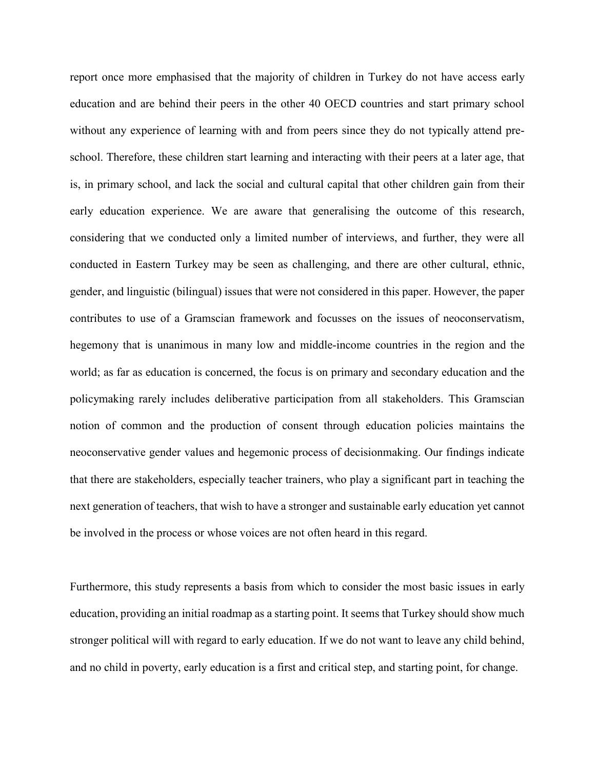report once more emphasised that the majority of children in Turkey do not have access early education and are behind their peers in the other 40 OECD countries and start primary school without any experience of learning with and from peers since they do not typically attend pre-school. Therefore, these children start learning and interacting with their peers at a later age, that is, in primary school, and lack the social and cultural capital that other children gain from their early education experience. We are aware that generalising the outcome of this research, considering that we conducted only a limited number of interviews, and further, they were all conducted in Eastern Turkey may be seen as challenging, and there are other cultural, ethnic, gender, and linguistic (bilingual) issues that were not considered in this paper. However, the paper contributes to use of a Gramscian framework and focusses on the issues of neoconservatism, hegemony that is unanimous in many low and middle-income countries in the region and the world; as far as education is concerned, the focus is on primary and secondary education and the policymaking rarely includes deliberative participation from all stakeholders. This Gramscian notion of common and the production of consent through education policies maintains the neoconservative gender values and hegemonic process of decisionmaking. Our findings indicate that there are stakeholders, especially teacher trainers, who play a significant part in teaching the next generation of teachers, that wish to have a stronger and sustainable early education yet cannot be involved in the process or whose voices are not often heard in this regard.

Furthermore, this study represents a basis from which to consider the most basic issues in early education, providing an initial roadmap as a starting point. It seems that Turkey should show much stronger political will with regard to early education. If we do not want to leave any child behind, and no child in poverty, early education is a first and critical step, and starting point, for change.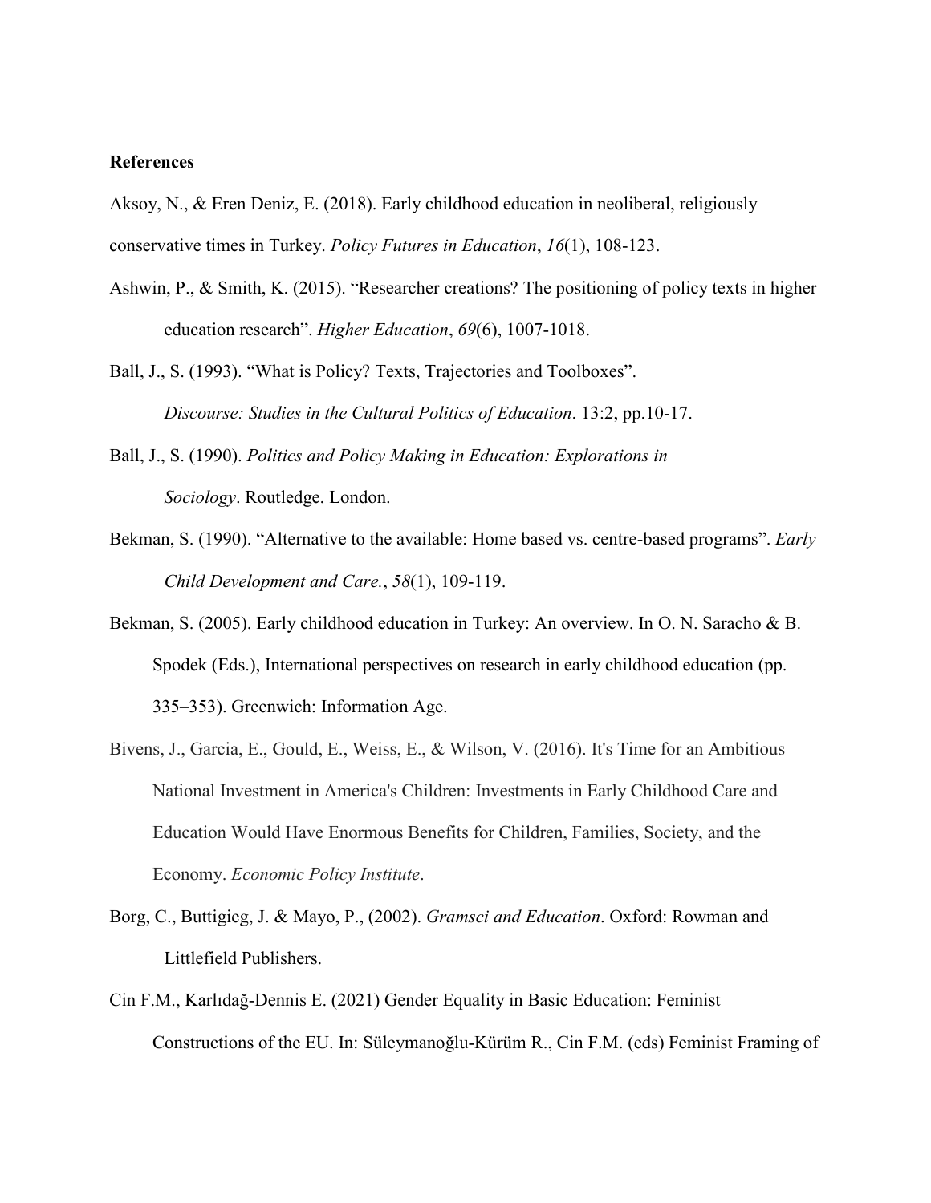**References**

Aksoy, N., & Eren Deniz, E. (2018). Early childhood education in neoliberal, religiously conservative times in Turkey. *Policy Futures in Education*, *16*(1), 108-123.

Ashwin, P., & Smith, K. (2015). "Researcher creations? The positioning of policy texts in higher education research". *Higher Education*, *69*(6), 1007-1018.

Ball, J., S. (1993). "What is Policy? Texts, Trajectories and Toolboxes". *Discourse: Studies in the Cultural Politics of Education*. 13:2, pp.10-17.

Ball, J., S. (1990). *Politics and Policy Making in Education: Explorations in Sociology*. Routledge. London.

Bekman, S. (1990). "Alternative to the available: Home based vs. centre-based programs". *Early Child Development and Care.*, *58*(1), 109-119.

Bekman, S. (2005). Early childhood education in Turkey: An overview. In O. N. Saracho & B. Spodek (Eds.), International perspectives on research in early childhood education (pp. 335–353). Greenwich: Information Age.

Bivens, J., Garcia, E., Gould, E., Weiss, E., & Wilson, V. (2016). It's Time for an Ambitious National Investment in America's Children: Investments in Early Childhood Care and Education Would Have Enormous Benefits for Children, Families, Society, and the Economy. *Economic Policy Institute*.

Borg, C., Buttigieg, J. & Mayo, P., (2002). *Gramsci and Education*. Oxford: Rowman and Littlefield Publishers.

Cin F.M., Karlıdağ-Dennis E. (2021) Gender Equality in Basic Education: Feminist Constructions of the EU. In: Süleymanoğlu-Kürüm R., Cin F.M. (eds) Feminist Framing of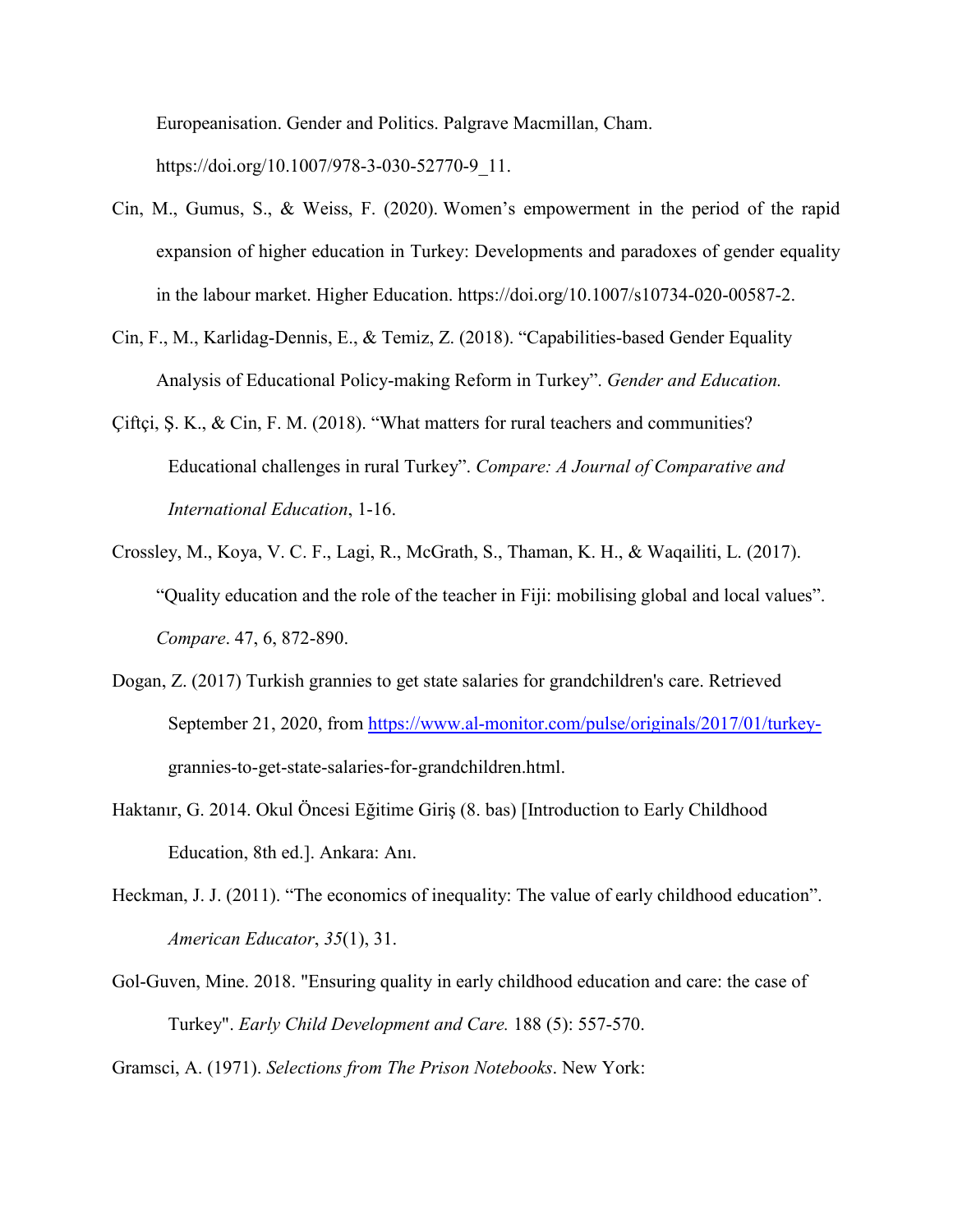Europeanisation. Gender and Politics. Palgrave Macmillan, Cham. https://doi.org/10.1007/978-3-030-52770-9_11.

Cin, M., Gumus, S., & Weiss, F. (2020). Women's empowerment in the period of the rapid expansion of higher education in Turkey: Developments and paradoxes of gender equality in the labour market. Higher Education. https://doi.org/10.1007/s10734-020-00587-2.

Cin, F., M., Karlidag-Dennis, E., & Temiz, Z. (2018). "Capabilities-based Gender Equality Analysis of Educational Policy-making Reform in Turkey". *Gender and Education.*

Çiftçi, Ş. K., & Cin, F. M. (2018). "What matters for rural teachers and communities? Educational challenges in rural Turkey". *Compare: A Journal of Comparative and International Education*, 1-16.

Crossley, M., Koya, V. C. F., Lagi, R., McGrath, S., Thaman, K. H., & Waqailiti, L. (2017). "Quality education and the role of the teacher in Fiji: mobilising global and local values". *Compare*. 47, 6, 872-890.

Dogan, Z. (2017) Turkish grannies to get state salaries for grandchildren's care. Retrieved September 21, 2020, from https://www.al-monitor.com/pulse/originals/2017/01/turkey-grannies-to-get-state-salaries-for-grandchildren.html.

Haktanır, G. 2014. Okul Öncesi Eğitime Giriş (8. bas) [Introduction to Early Childhood Education, 8th ed.]. Ankara: Anı.

Heckman, J. J. (2011). "The economics of inequality: The value of early childhood education". *American Educator*, *35*(1), 31.

Gol-Guven, Mine. 2018. "Ensuring quality in early childhood education and care: the case of Turkey". *Early Child Development and Care.* 188 (5): 557-570.

Gramsci, A. (1971). *Selections from The Prison Notebooks*. New York: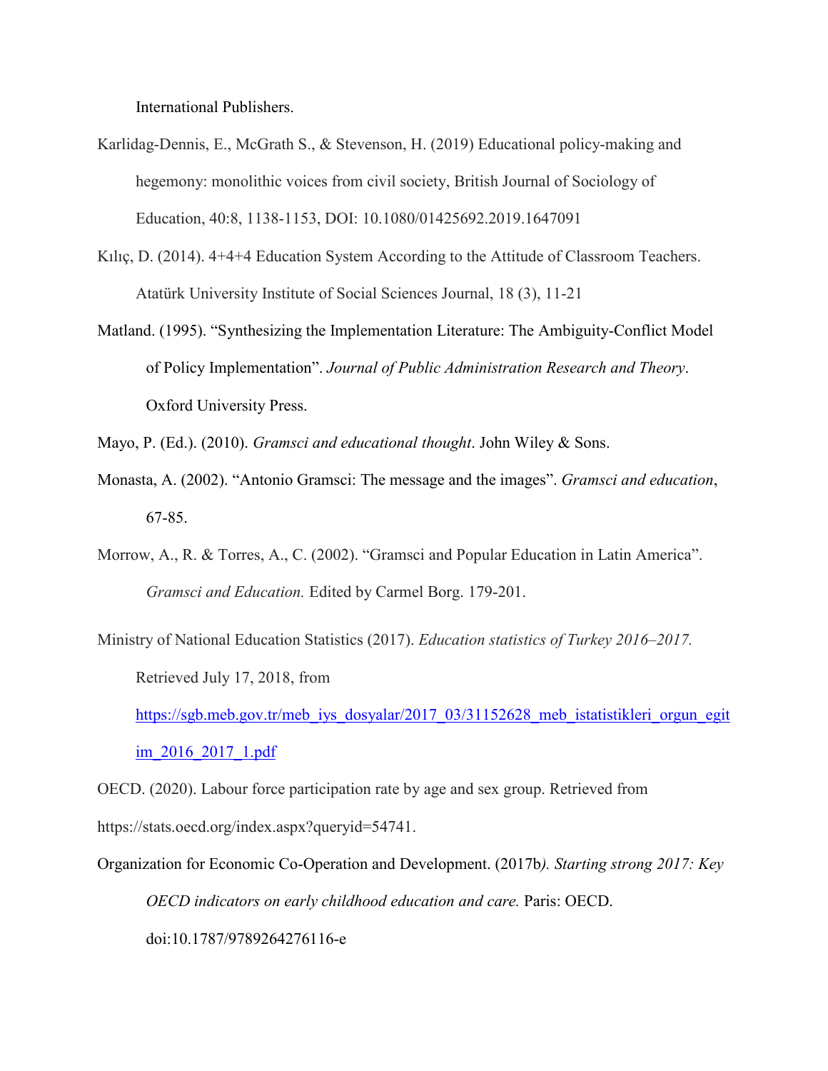International Publishers.

Karlidag-Dennis, E., McGrath S., & Stevenson, H. (2019) Educational policy-making and hegemony: monolithic voices from civil society, British Journal of Sociology of Education, 40:8, 1138-1153, DOI: 10.1080/01425692.2019.1647091

Kılıç, D. (2014). 4+4+4 Education System According to the Attitude of Classroom Teachers. Atatürk University Institute of Social Sciences Journal, 18 (3), 11-21

Matland. (1995). "Synthesizing the Implementation Literature: The Ambiguity-Conflict Model of Policy Implementation". *Journal of Public Administration Research and Theory*. Oxford University Press.

Mayo, P. (Ed.). (2010). *Gramsci and educational thought*. John Wiley & Sons.

Monasta, A. (2002). "Antonio Gramsci: The message and the images". *Gramsci and education*, 67-85.

Morrow, A., R. & Torres, A., C. (2002). "Gramsci and Popular Education in Latin America". *Gramsci and Education.* Edited by Carmel Borg. 179-201.

Ministry of National Education Statistics (2017). *Education statistics of Turkey 2016–2017.* Retrieved July 17, 2018, from https://sgb.meb.gov.tr/meb_iys_dosyalar/2017_03/31152628_meb_istatistikleri_orgun_egitim_2016_2017_1.pdf

OECD. (2020). Labour force participation rate by age and sex group. Retrieved from https://stats.oecd.org/index.aspx?queryid=54741.

Organization for Economic Co-Operation and Development. (2017b). *Starting strong 2017: Key OECD indicators on early childhood education and care.* Paris: OECD. doi:10.1787/9789264276116-e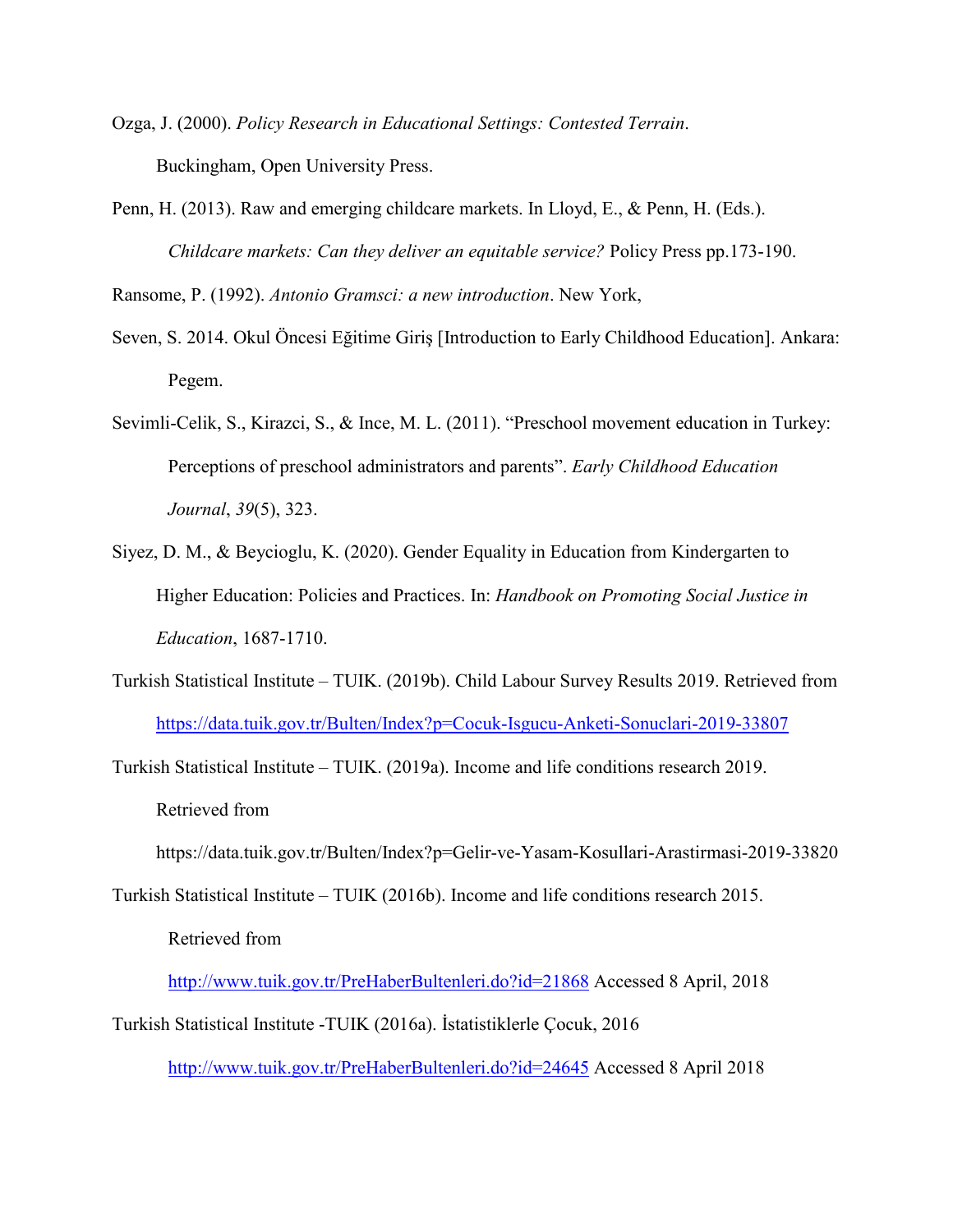Ozga, J. (2000). *Policy Research in Educational Settings: Contested Terrain*. Buckingham, Open University Press.

Penn, H. (2013). Raw and emerging childcare markets. In Lloyd, E., & Penn, H. (Eds.). *Childcare markets: Can they deliver an equitable service?* Policy Press pp.173-190.

Ransome, P. (1992). *Antonio Gramsci: a new introduction*. New York,

Seven, S. 2014. Okul Öncesi Eğitime Giriş [Introduction to Early Childhood Education]. Ankara: Pegem.

Sevimli-Celik, S., Kirazci, S., & Ince, M. L. (2011). "Preschool movement education in Turkey: Perceptions of preschool administrators and parents". *Early Childhood Education Journal*, *39*(5), 323.

Siyez, D. M., & Beycioglu, K. (2020). Gender Equality in Education from Kindergarten to Higher Education: Policies and Practices. In: *Handbook on Promoting Social Justice in Education*, 1687-1710.

Turkish Statistical Institute – TUIK. (2019b). Child Labour Survey Results 2019. Retrieved from https://data.tuik.gov.tr/Bulten/Index?p=Cocuk-Isgucu-Anketi-Sonuclari-2019-33807

Turkish Statistical Institute – TUIK. (2019a). Income and life conditions research 2019. Retrieved from https://data.tuik.gov.tr/Bulten/Index?p=Gelir-ve-Yasam-Kosullari-Arastirmasi-2019-33820

Turkish Statistical Institute – TUIK (2016b). Income and life conditions research 2015. Retrieved from http://www.tuik.gov.tr/PreHaberBultenleri.do?id=21868 Accessed 8 April, 2018

Turkish Statistical Institute -TUIK (2016a). İstatistiklerle Çocuk, 2016 http://www.tuik.gov.tr/PreHaberBultenleri.do?id=24645 Accessed 8 April 2018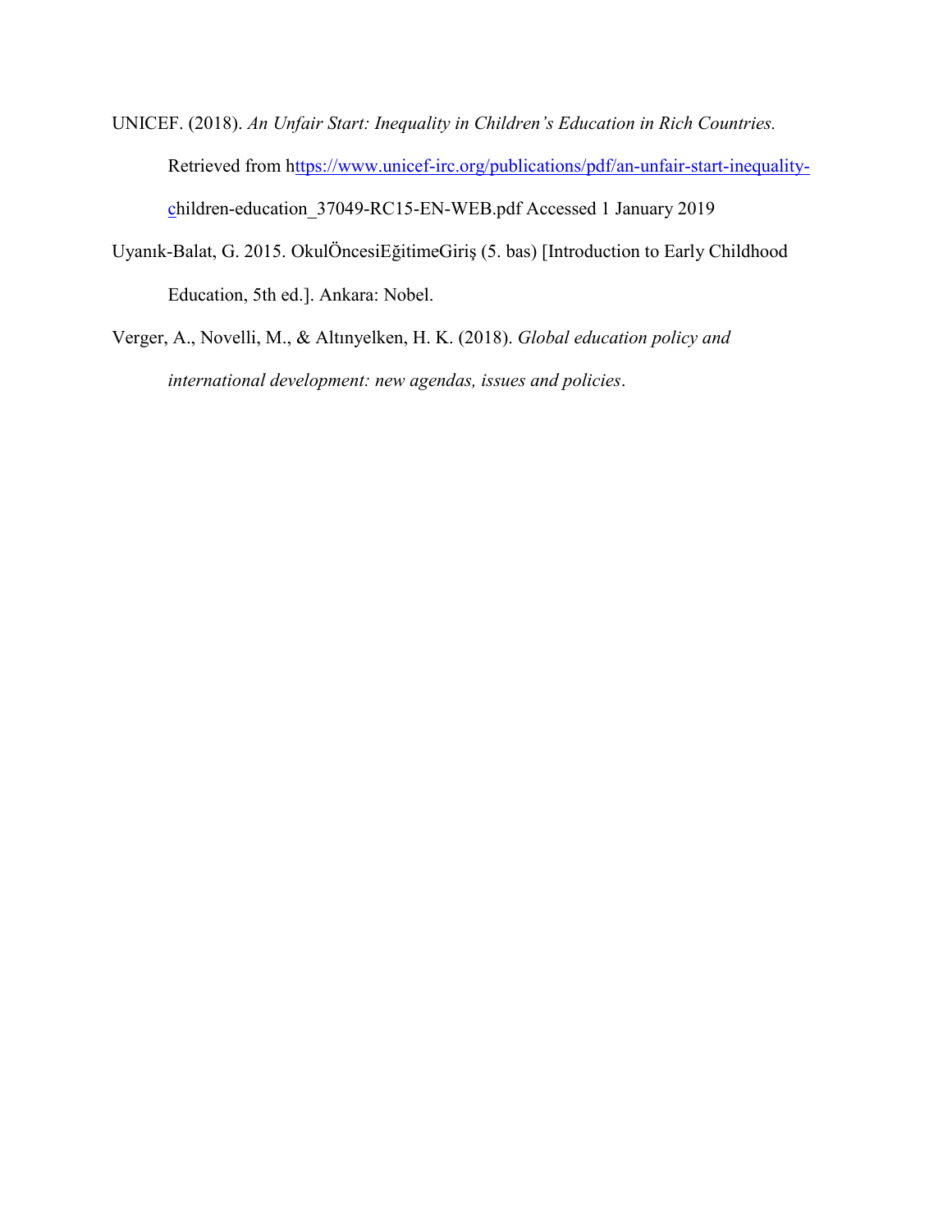UNICEF. (2018). *An Unfair Start: Inequality in Children's Education in Rich Countries.* Retrieved from https://www.unicef-irc.org/publications/pdf/an-unfair-start-inequality-children-education_37049-RC15-EN-WEB.pdf Accessed 1 January 2019

Uyanık-Balat, G. 2015. OkulÖncesiEğitimeGiriş (5. bas) [Introduction to Early Childhood Education, 5th ed.]. Ankara: Nobel.

Verger, A., Novelli, M., & Altınyelken, H. K. (2018). *Global education policy and international development: new agendas, issues and policies*.